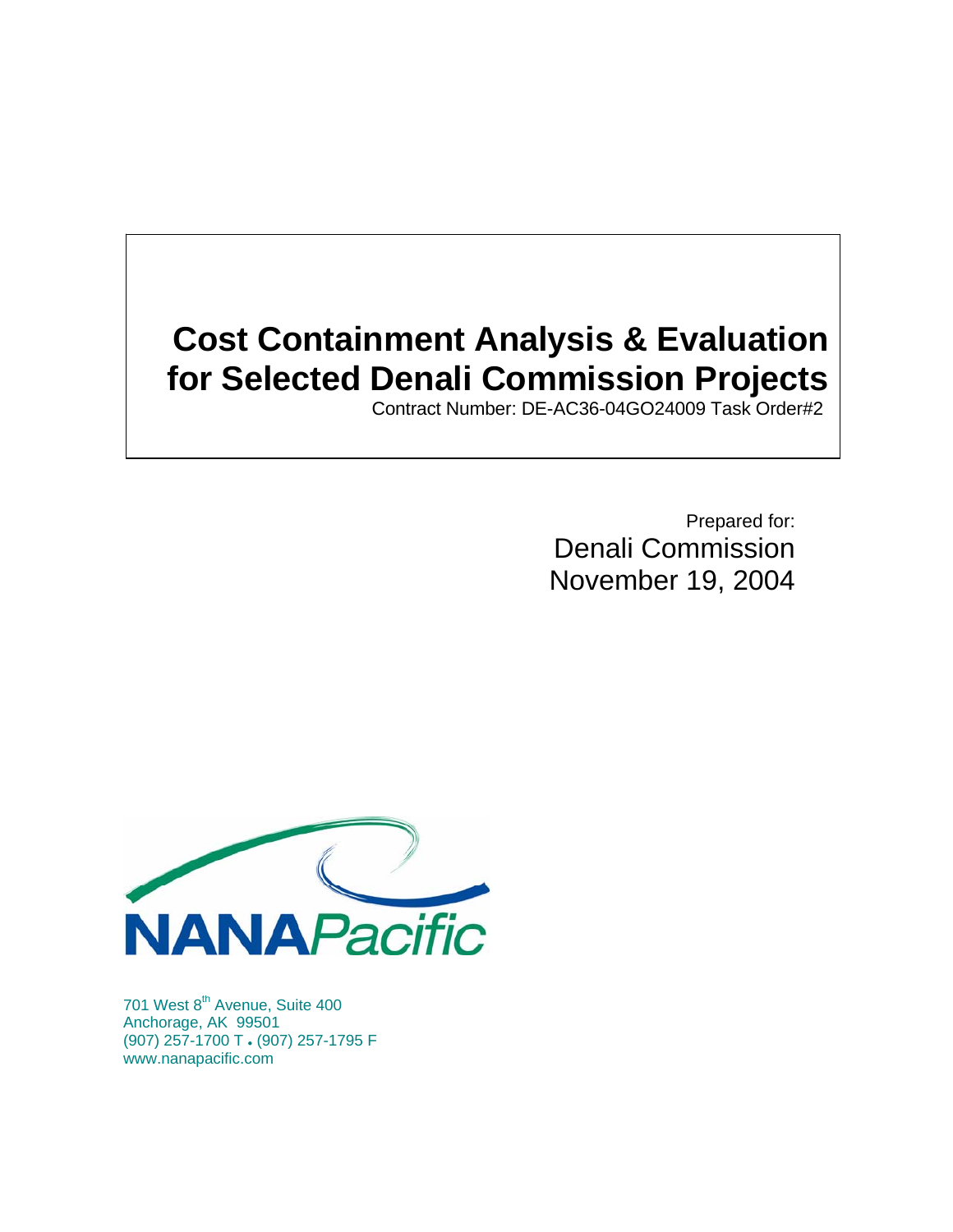# Cost Containment Analysis & Evaluation for Selected Denali Commission Projects

Contract Number: DE-AC36-04GO24009 Task Order#2

Prepared for:
Denali Commission
November 19, 2004

NANAPacific

701 West 8th Avenue, Suite 400
Anchorage, AK 99501
(907) 257-1700 T • (907) 257-1795 F
www.nanapacific.com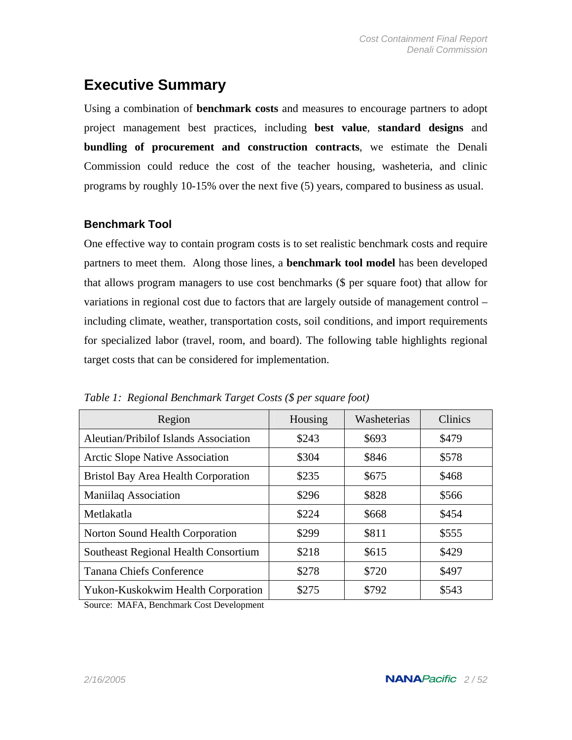# Executive Summary

Using a combination of **benchmark costs** and measures to encourage partners to adopt project management best practices, including **best value**, **standard designs** and **bundling of procurement and construction contracts**, we estimate the Denali Commission could reduce the cost of the teacher housing, washeteria, and clinic programs by roughly 10-15% over the next five (5) years, compared to business as usual.

## Benchmark Tool

One effective way to contain program costs is to set realistic benchmark costs and require partners to meet them. Along those lines, a **benchmark tool model** has been developed that allows program managers to use cost benchmarks ($ per square foot) that allow for variations in regional cost due to factors that are largely outside of management control – including climate, weather, transportation costs, soil conditions, and import requirements for specialized labor (travel, room, and board). The following table highlights regional target costs that can be considered for implementation.

*Table 1: Regional Benchmark Target Costs ($ per square foot)*

| Region | Housing | Washeterias | Clinics |
|---|---|---|---|
| Aleutian/Pribilof Islands Association | $243 | $693 | $479 |
| Arctic Slope Native Association | $304 | $846 | $578 |
| Bristol Bay Area Health Corporation | $235 | $675 | $468 |
| Maniilaq Association | $296 | $828 | $566 |
| Metlakatla | $224 | $668 | $454 |
| Norton Sound Health Corporation | $299 | $811 | $555 |
| Southeast Regional Health Consortium | $218 | $615 | $429 |
| Tanana Chiefs Conference | $278 | $720 | $497 |
| Yukon-Kuskokwim Health Corporation | $275 | $792 | $543 |

Source: MAFA, Benchmark Cost Development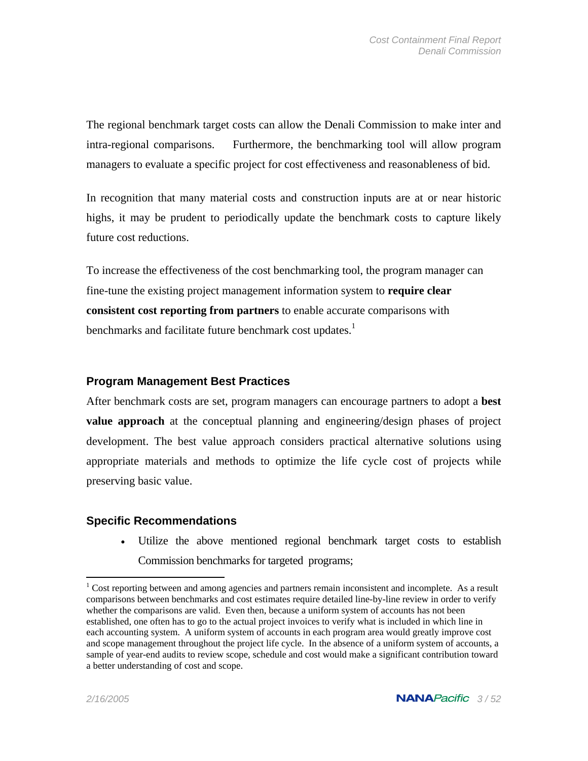The regional benchmark target costs can allow the Denali Commission to make inter and intra-regional comparisons. Furthermore, the benchmarking tool will allow program managers to evaluate a specific project for cost effectiveness and reasonableness of bid.

In recognition that many material costs and construction inputs are at or near historic highs, it may be prudent to periodically update the benchmark costs to capture likely future cost reductions.

To increase the effectiveness of the cost benchmarking tool, the program manager can fine-tune the existing project management information system to **require clear consistent cost reporting from partners** to enable accurate comparisons with benchmarks and facilitate future benchmark cost updates.[1]

## Program Management Best Practices

After benchmark costs are set, program managers can encourage partners to adopt a **best value approach** at the conceptual planning and engineering/design phases of project development. The best value approach considers practical alternative solutions using appropriate materials and methods to optimize the life cycle cost of projects while preserving basic value.

## Specific Recommendations

- Utilize the above mentioned regional benchmark target costs to establish Commission benchmarks for targeted programs;

---

[1] Cost reporting between and among agencies and partners remain inconsistent and incomplete. As a result comparisons between benchmarks and cost estimates require detailed line-by-line review in order to verify whether the comparisons are valid. Even then, because a uniform system of accounts has not been established, one often has to go to the actual project invoices to verify what is included in which line in each accounting system. A uniform system of accounts in each program area would greatly improve cost and scope management throughout the project life cycle. In the absence of a uniform system of accounts, a sample of year-end audits to review scope, schedule and cost would make a significant contribution toward a better understanding of cost and scope.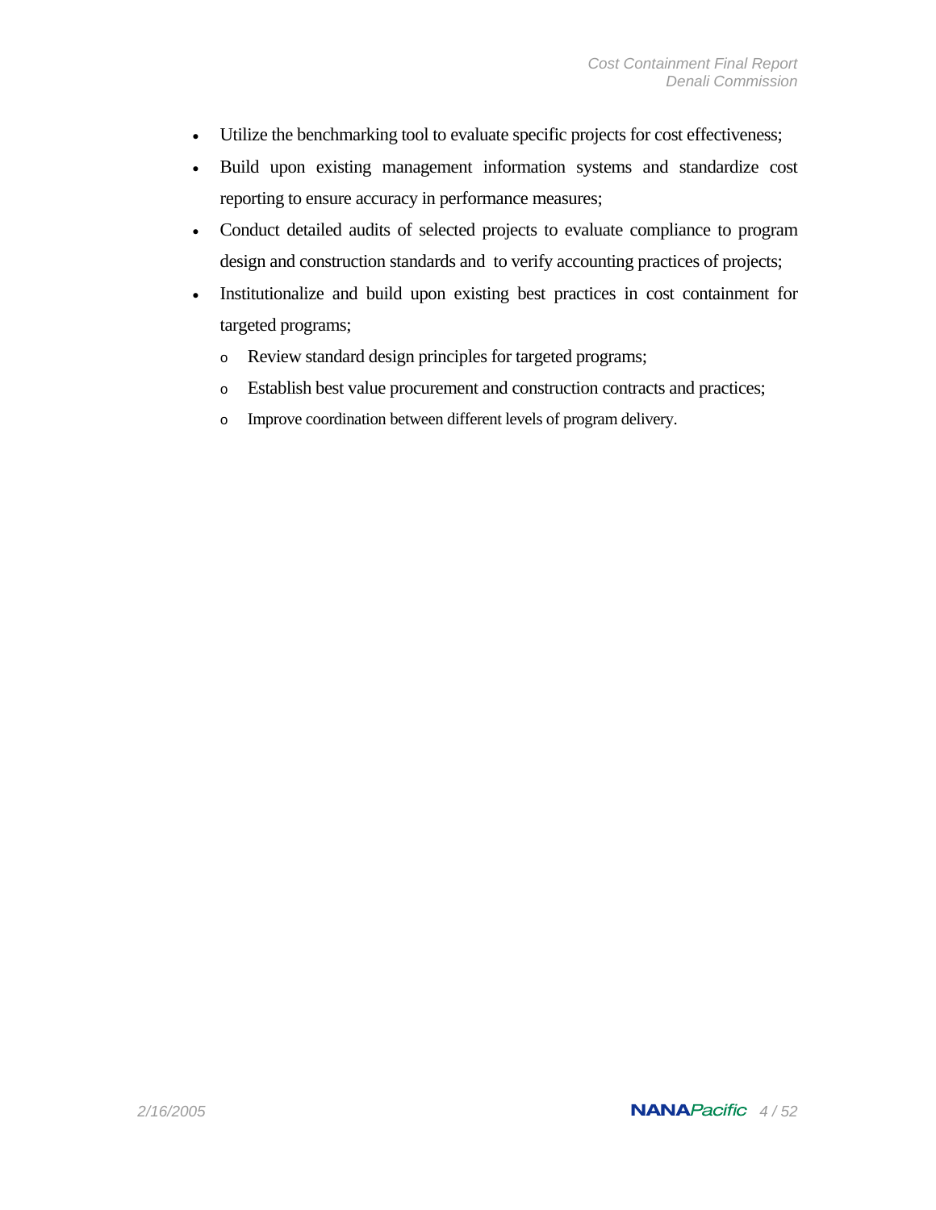- Utilize the benchmarking tool to evaluate specific projects for cost effectiveness;
- Build upon existing management information systems and standardize cost reporting to ensure accuracy in performance measures;
- Conduct detailed audits of selected projects to evaluate compliance to program design and construction standards and to verify accounting practices of projects;
- Institutionalize and build upon existing best practices in cost containment for targeted programs;
  - Review standard design principles for targeted programs;
  - Establish best value procurement and construction contracts and practices;
  - Improve coordination between different levels of program delivery.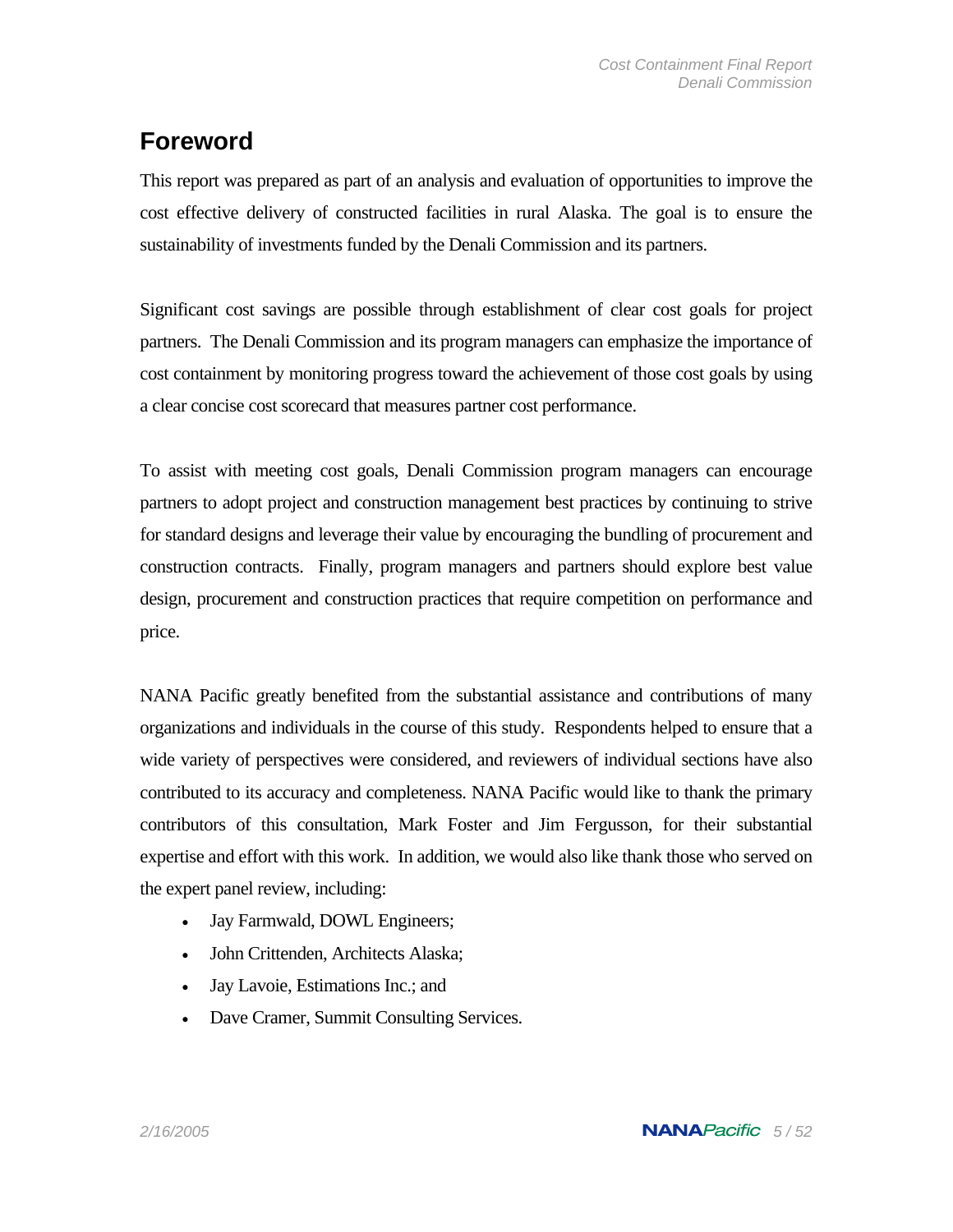# Foreword

This report was prepared as part of an analysis and evaluation of opportunities to improve the cost effective delivery of constructed facilities in rural Alaska. The goal is to ensure the sustainability of investments funded by the Denali Commission and its partners.

Significant cost savings are possible through establishment of clear cost goals for project partners. The Denali Commission and its program managers can emphasize the importance of cost containment by monitoring progress toward the achievement of those cost goals by using a clear concise cost scorecard that measures partner cost performance.

To assist with meeting cost goals, Denali Commission program managers can encourage partners to adopt project and construction management best practices by continuing to strive for standard designs and leverage their value by encouraging the bundling of procurement and construction contracts. Finally, program managers and partners should explore best value design, procurement and construction practices that require competition on performance and price.

NANA Pacific greatly benefited from the substantial assistance and contributions of many organizations and individuals in the course of this study. Respondents helped to ensure that a wide variety of perspectives were considered, and reviewers of individual sections have also contributed to its accuracy and completeness. NANA Pacific would like to thank the primary contributors of this consultation, Mark Foster and Jim Fergusson, for their substantial expertise and effort with this work. In addition, we would also like thank those who served on the expert panel review, including:

- Jay Farmwald, DOWL Engineers;
- John Crittenden, Architects Alaska;
- Jay Lavoie, Estimations Inc.; and
- Dave Cramer, Summit Consulting Services.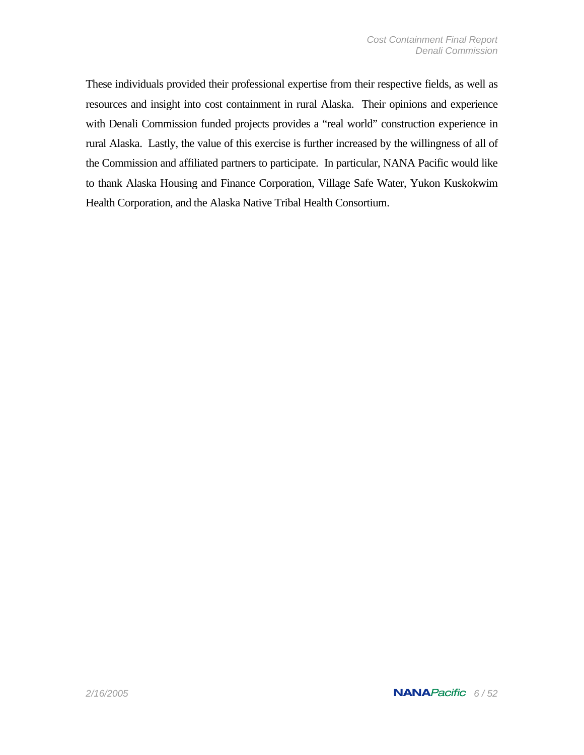These individuals provided their professional expertise from their respective fields, as well as resources and insight into cost containment in rural Alaska. Their opinions and experience with Denali Commission funded projects provides a "real world" construction experience in rural Alaska. Lastly, the value of this exercise is further increased by the willingness of all of the Commission and affiliated partners to participate. In particular, NANA Pacific would like to thank Alaska Housing and Finance Corporation, Village Safe Water, Yukon Kuskokwim Health Corporation, and the Alaska Native Tribal Health Consortium.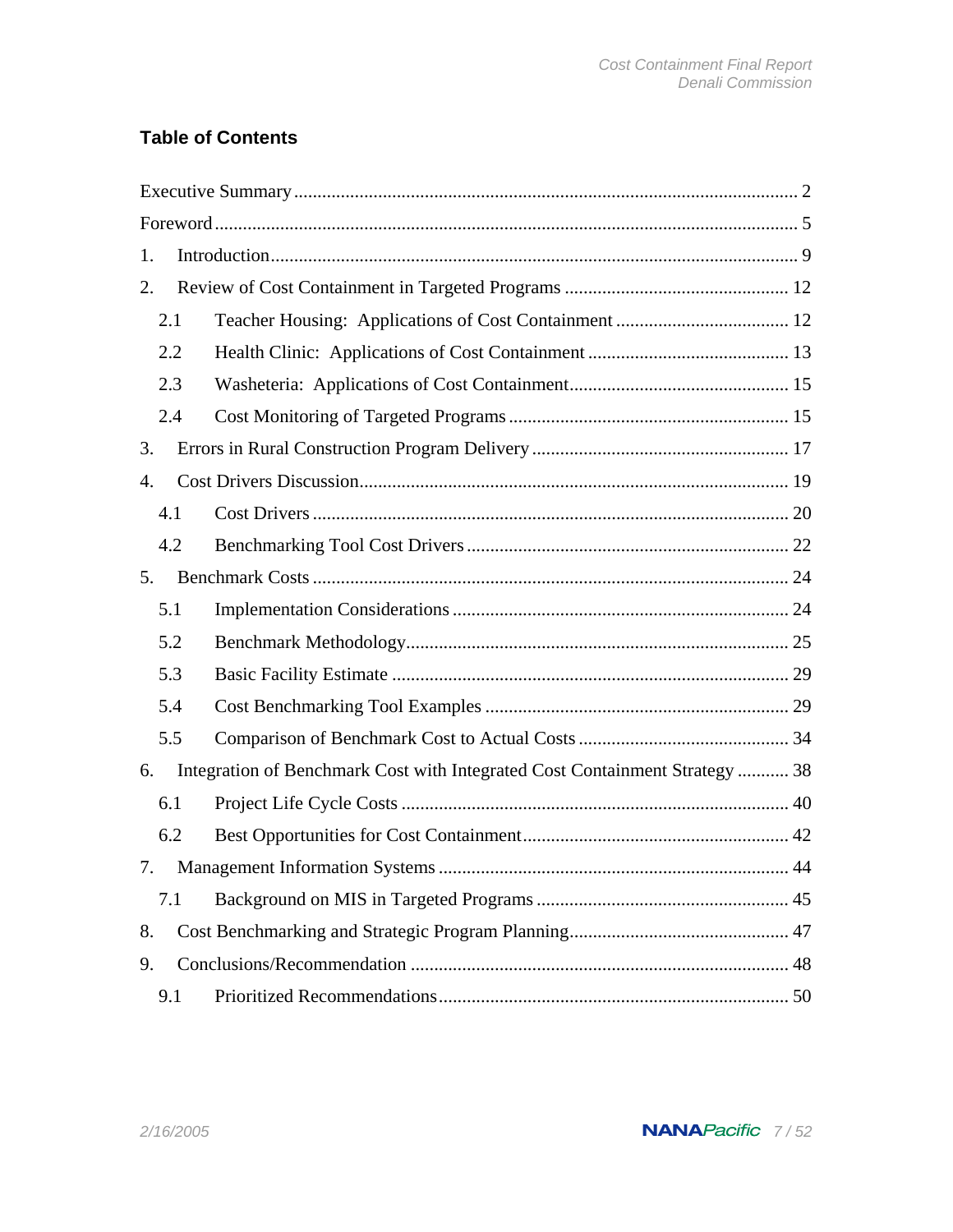## Table of Contents

Executive Summary ........................................................................................................ 2

Foreword ........................................................................................................................ 5

1. Introduction ................................................................................................................ 9

2. Review of Cost Containment in Targeted Programs ................................................ 12

   2.1 Teacher Housing: Applications of Cost Containment ........................................ 12

   2.2 Health Clinic: Applications of Cost Containment .............................................. 13

   2.3 Washeteria: Applications of Cost Containment .................................................. 15

   2.4 Cost Monitoring of Targeted Programs .............................................................. 15

3. Errors in Rural Construction Program Delivery ....................................................... 17

4. Cost Drivers Discussion ............................................................................................ 19

   4.1 Cost Drivers ........................................................................................................ 20

   4.2 Benchmarking Tool Cost Drivers ........................................................................ 22

5. Benchmark Costs ...................................................................................................... 24

   5.1 Implementation Considerations .......................................................................... 24

   5.2 Benchmark Methodology .................................................................................... 25

   5.3 Basic Facility Estimate ....................................................................................... 29

   5.4 Cost Benchmarking Tool Examples .................................................................... 29

   5.5 Comparison of Benchmark Cost to Actual Costs ................................................ 34

6. Integration of Benchmark Cost with Integrated Cost Containment Strategy ........... 38

   6.1 Project Life Cycle Costs ..................................................................................... 40

   6.2 Best Opportunities for Cost Containment ........................................................... 42

7. Management Information Systems ........................................................................... 44

   7.1 Background on MIS in Targeted Programs ......................................................... 45

8. Cost Benchmarking and Strategic Program Planning ............................................... 47

9. Conclusions/Recommendation ................................................................................. 48

   9.1 Prioritized Recommendations ............................................................................. 50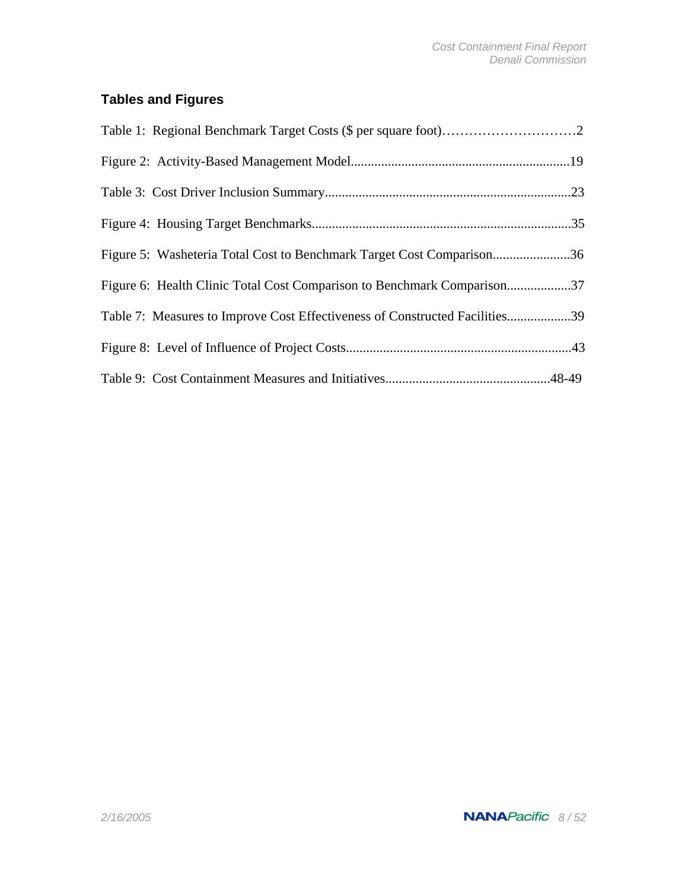## Tables and Figures

Table 1: Regional Benchmark Target Costs ($ per square foot)…………………………2

Figure 2: Activity-Based Management Model.................................................................19

Table 3: Cost Driver Inclusion Summary.........................................................................23

Figure 4: Housing Target Benchmarks.............................................................................35

Figure 5: Washeteria Total Cost to Benchmark Target Cost Comparison.......................36

Figure 6: Health Clinic Total Cost Comparison to Benchmark Comparison...................37

Table 7: Measures to Improve Cost Effectiveness of Constructed Facilities...................39

Figure 8: Level of Influence of Project Costs...................................................................43

Table 9: Cost Containment Measures and Initiatives.................................................48-49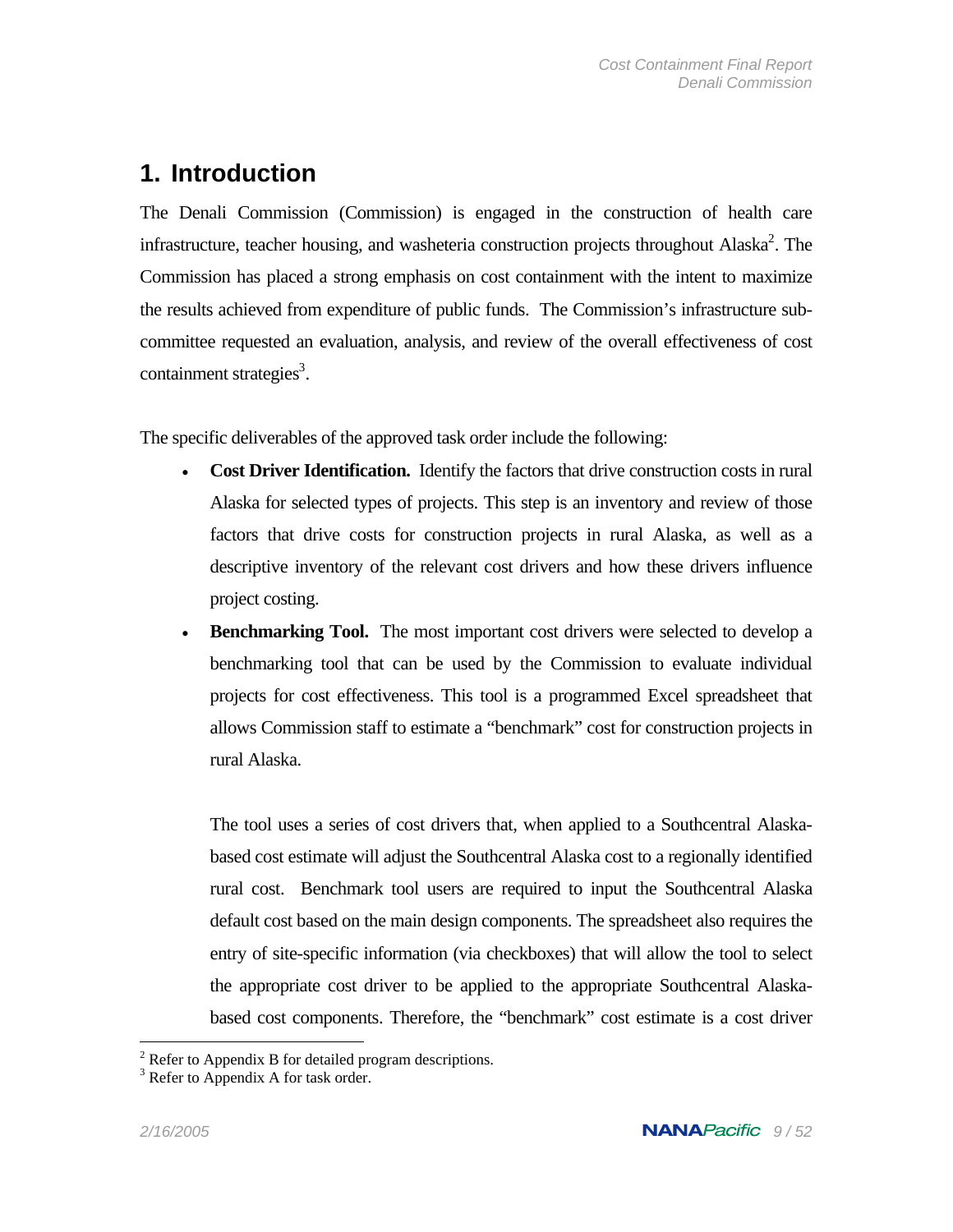# 1. Introduction

The Denali Commission (Commission) is engaged in the construction of health care infrastructure, teacher housing, and washeteria construction projects throughout Alaska[2]. The Commission has placed a strong emphasis on cost containment with the intent to maximize the results achieved from expenditure of public funds. The Commission's infrastructure sub-committee requested an evaluation, analysis, and review of the overall effectiveness of cost containment strategies[3].

The specific deliverables of the approved task order include the following:

- **Cost Driver Identification.** Identify the factors that drive construction costs in rural Alaska for selected types of projects. This step is an inventory and review of those factors that drive costs for construction projects in rural Alaska, as well as a descriptive inventory of the relevant cost drivers and how these drivers influence project costing.
- **Benchmarking Tool.** The most important cost drivers were selected to develop a benchmarking tool that can be used by the Commission to evaluate individual projects for cost effectiveness. This tool is a programmed Excel spreadsheet that allows Commission staff to estimate a "benchmark" cost for construction projects in rural Alaska.

  The tool uses a series of cost drivers that, when applied to a Southcentral Alaska-based cost estimate will adjust the Southcentral Alaska cost to a regionally identified rural cost. Benchmark tool users are required to input the Southcentral Alaska default cost based on the main design components. The spreadsheet also requires the entry of site-specific information (via checkboxes) that will allow the tool to select the appropriate cost driver to be applied to the appropriate Southcentral Alaska-based cost components. Therefore, the "benchmark" cost estimate is a cost driver

---

[2] Refer to Appendix B for detailed program descriptions.

[3] Refer to Appendix A for task order.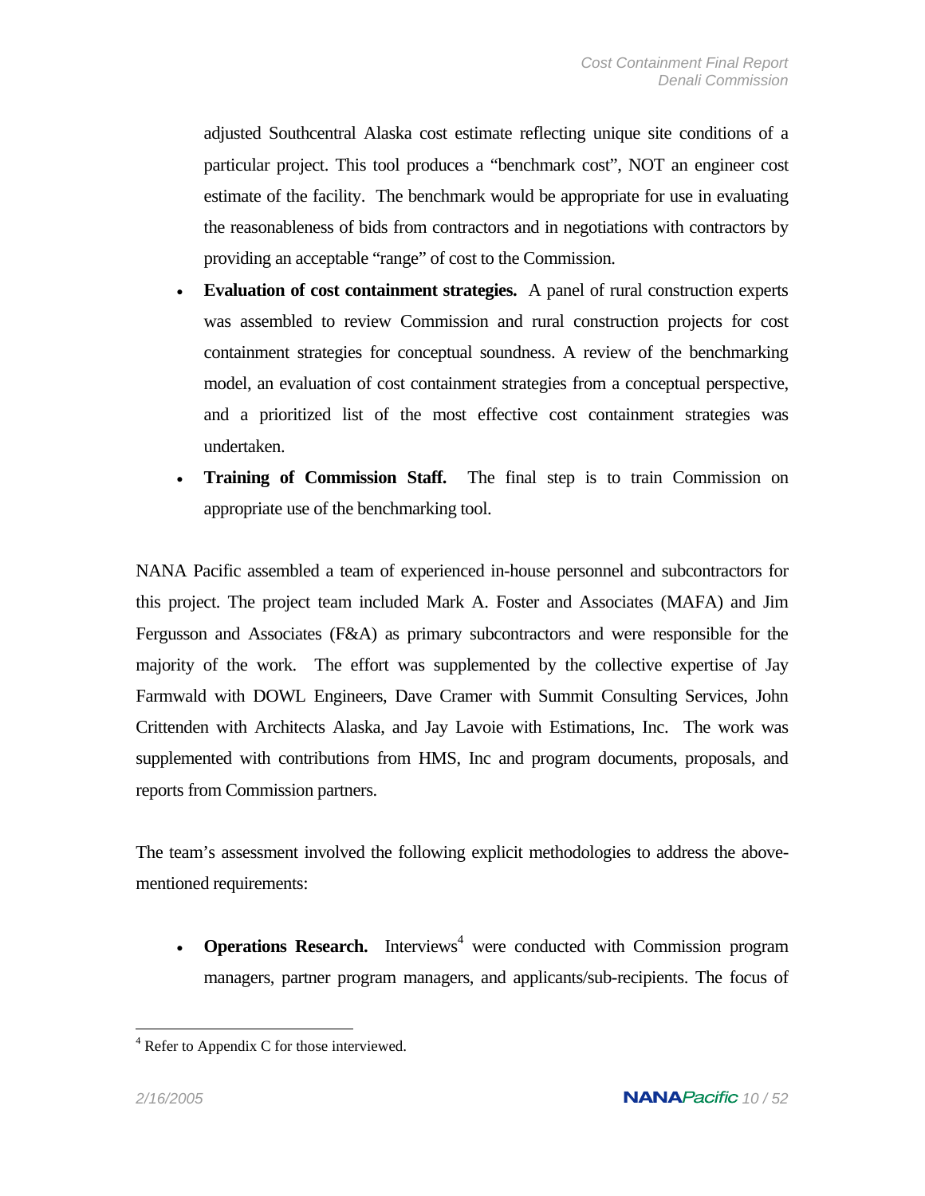adjusted Southcentral Alaska cost estimate reflecting unique site conditions of a particular project. This tool produces a "benchmark cost", NOT an engineer cost estimate of the facility. The benchmark would be appropriate for use in evaluating the reasonableness of bids from contractors and in negotiations with contractors by providing an acceptable "range" of cost to the Commission.

- **Evaluation of cost containment strategies.** A panel of rural construction experts was assembled to review Commission and rural construction projects for cost containment strategies for conceptual soundness. A review of the benchmarking model, an evaluation of cost containment strategies from a conceptual perspective, and a prioritized list of the most effective cost containment strategies was undertaken.
- **Training of Commission Staff.** The final step is to train Commission on appropriate use of the benchmarking tool.

NANA Pacific assembled a team of experienced in-house personnel and subcontractors for this project. The project team included Mark A. Foster and Associates (MAFA) and Jim Fergusson and Associates (F&A) as primary subcontractors and were responsible for the majority of the work. The effort was supplemented by the collective expertise of Jay Farmwald with DOWL Engineers, Dave Cramer with Summit Consulting Services, John Crittenden with Architects Alaska, and Jay Lavoie with Estimations, Inc. The work was supplemented with contributions from HMS, Inc and program documents, proposals, and reports from Commission partners.

The team's assessment involved the following explicit methodologies to address the above-mentioned requirements:

- **Operations Research.** Interviews[4] were conducted with Commission program managers, partner program managers, and applicants/sub-recipients. The focus of

[4] Refer to Appendix C for those interviewed.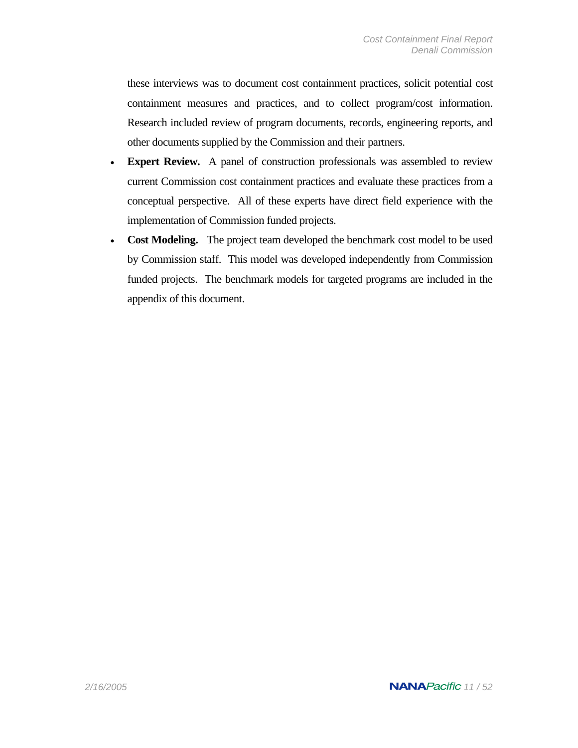these interviews was to document cost containment practices, solicit potential cost containment measures and practices, and to collect program/cost information. Research included review of program documents, records, engineering reports, and other documents supplied by the Commission and their partners.

- **Expert Review.** A panel of construction professionals was assembled to review current Commission cost containment practices and evaluate these practices from a conceptual perspective. All of these experts have direct field experience with the implementation of Commission funded projects.
- **Cost Modeling.** The project team developed the benchmark cost model to be used by Commission staff. This model was developed independently from Commission funded projects. The benchmark models for targeted programs are included in the appendix of this document.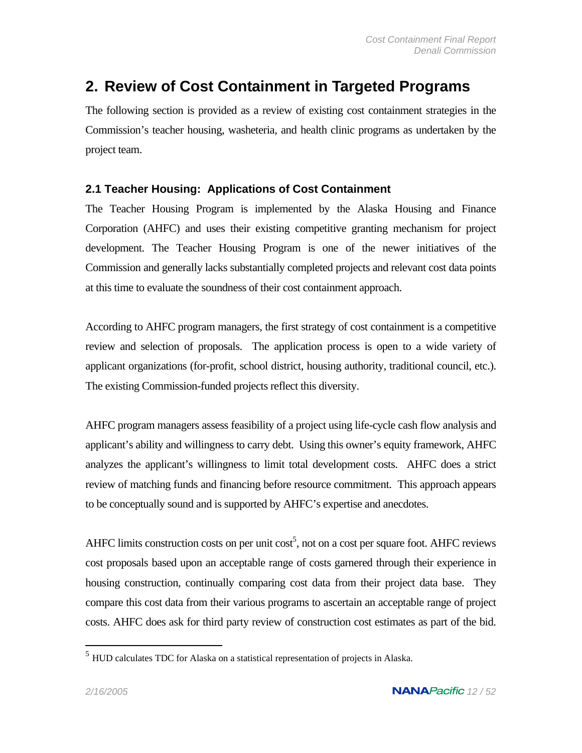# 2. Review of Cost Containment in Targeted Programs

The following section is provided as a review of existing cost containment strategies in the Commission's teacher housing, washeteria, and health clinic programs as undertaken by the project team.

## 2.1 Teacher Housing: Applications of Cost Containment

The Teacher Housing Program is implemented by the Alaska Housing and Finance Corporation (AHFC) and uses their existing competitive granting mechanism for project development. The Teacher Housing Program is one of the newer initiatives of the Commission and generally lacks substantially completed projects and relevant cost data points at this time to evaluate the soundness of their cost containment approach.

According to AHFC program managers, the first strategy of cost containment is a competitive review and selection of proposals. The application process is open to a wide variety of applicant organizations (for-profit, school district, housing authority, traditional council, etc.). The existing Commission-funded projects reflect this diversity.

AHFC program managers assess feasibility of a project using life-cycle cash flow analysis and applicant's ability and willingness to carry debt. Using this owner's equity framework, AHFC analyzes the applicant's willingness to limit total development costs. AHFC does a strict review of matching funds and financing before resource commitment. This approach appears to be conceptually sound and is supported by AHFC's expertise and anecdotes.

AHFC limits construction costs on per unit cost[5], not on a cost per square foot. AHFC reviews cost proposals based upon an acceptable range of costs garnered through their experience in housing construction, continually comparing cost data from their project data base. They compare this cost data from their various programs to ascertain an acceptable range of project costs. AHFC does ask for third party review of construction cost estimates as part of the bid.

[5] HUD calculates TDC for Alaska on a statistical representation of projects in Alaska.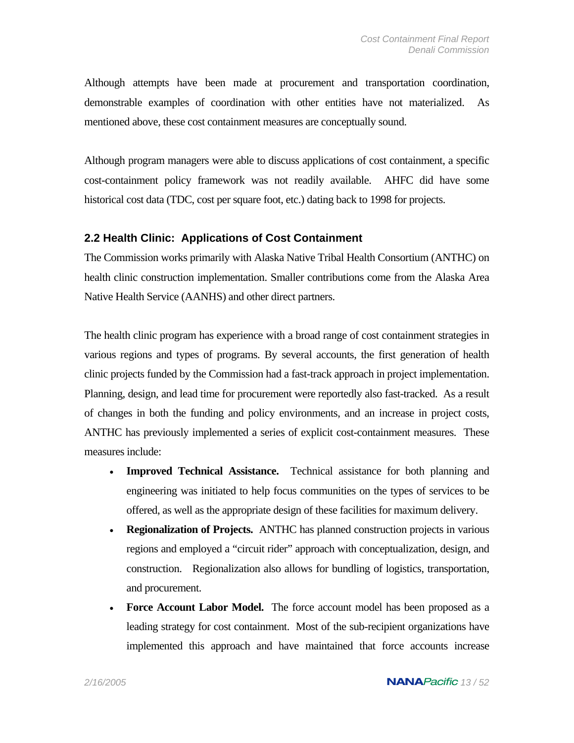Although attempts have been made at procurement and transportation coordination, demonstrable examples of coordination with other entities have not materialized. As mentioned above, these cost containment measures are conceptually sound.

Although program managers were able to discuss applications of cost containment, a specific cost-containment policy framework was not readily available. AHFC did have some historical cost data (TDC, cost per square foot, etc.) dating back to 1998 for projects.

### 2.2 Health Clinic: Applications of Cost Containment

The Commission works primarily with Alaska Native Tribal Health Consortium (ANTHC) on health clinic construction implementation. Smaller contributions come from the Alaska Area Native Health Service (AANHS) and other direct partners.

The health clinic program has experience with a broad range of cost containment strategies in various regions and types of programs. By several accounts, the first generation of health clinic projects funded by the Commission had a fast-track approach in project implementation. Planning, design, and lead time for procurement were reportedly also fast-tracked. As a result of changes in both the funding and policy environments, and an increase in project costs, ANTHC has previously implemented a series of explicit cost-containment measures. These measures include:

- **Improved Technical Assistance.** Technical assistance for both planning and engineering was initiated to help focus communities on the types of services to be offered, as well as the appropriate design of these facilities for maximum delivery.
- **Regionalization of Projects.** ANTHC has planned construction projects in various regions and employed a “circuit rider” approach with conceptualization, design, and construction. Regionalization also allows for bundling of logistics, transportation, and procurement.
- **Force Account Labor Model.** The force account model has been proposed as a leading strategy for cost containment. Most of the sub-recipient organizations have implemented this approach and have maintained that force accounts increase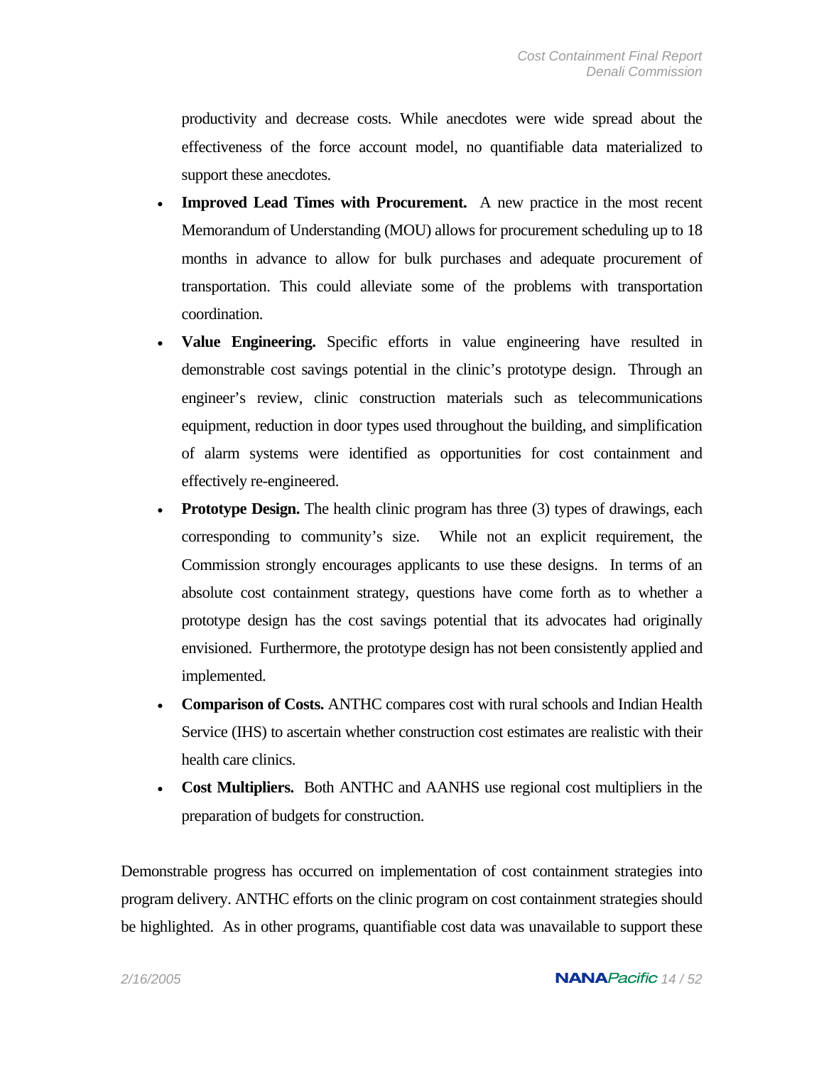productivity and decrease costs. While anecdotes were wide spread about the effectiveness of the force account model, no quantifiable data materialized to support these anecdotes.

- **Improved Lead Times with Procurement.** A new practice in the most recent Memorandum of Understanding (MOU) allows for procurement scheduling up to 18 months in advance to allow for bulk purchases and adequate procurement of transportation. This could alleviate some of the problems with transportation coordination.
- **Value Engineering.** Specific efforts in value engineering have resulted in demonstrable cost savings potential in the clinic's prototype design. Through an engineer's review, clinic construction materials such as telecommunications equipment, reduction in door types used throughout the building, and simplification of alarm systems were identified as opportunities for cost containment and effectively re-engineered.
- **Prototype Design.** The health clinic program has three (3) types of drawings, each corresponding to community's size. While not an explicit requirement, the Commission strongly encourages applicants to use these designs. In terms of an absolute cost containment strategy, questions have come forth as to whether a prototype design has the cost savings potential that its advocates had originally envisioned. Furthermore, the prototype design has not been consistently applied and implemented.
- **Comparison of Costs.** ANTHC compares cost with rural schools and Indian Health Service (IHS) to ascertain whether construction cost estimates are realistic with their health care clinics.
- **Cost Multipliers.** Both ANTHC and AANHS use regional cost multipliers in the preparation of budgets for construction.

Demonstrable progress has occurred on implementation of cost containment strategies into program delivery. ANTHC efforts on the clinic program on cost containment strategies should be highlighted. As in other programs, quantifiable cost data was unavailable to support these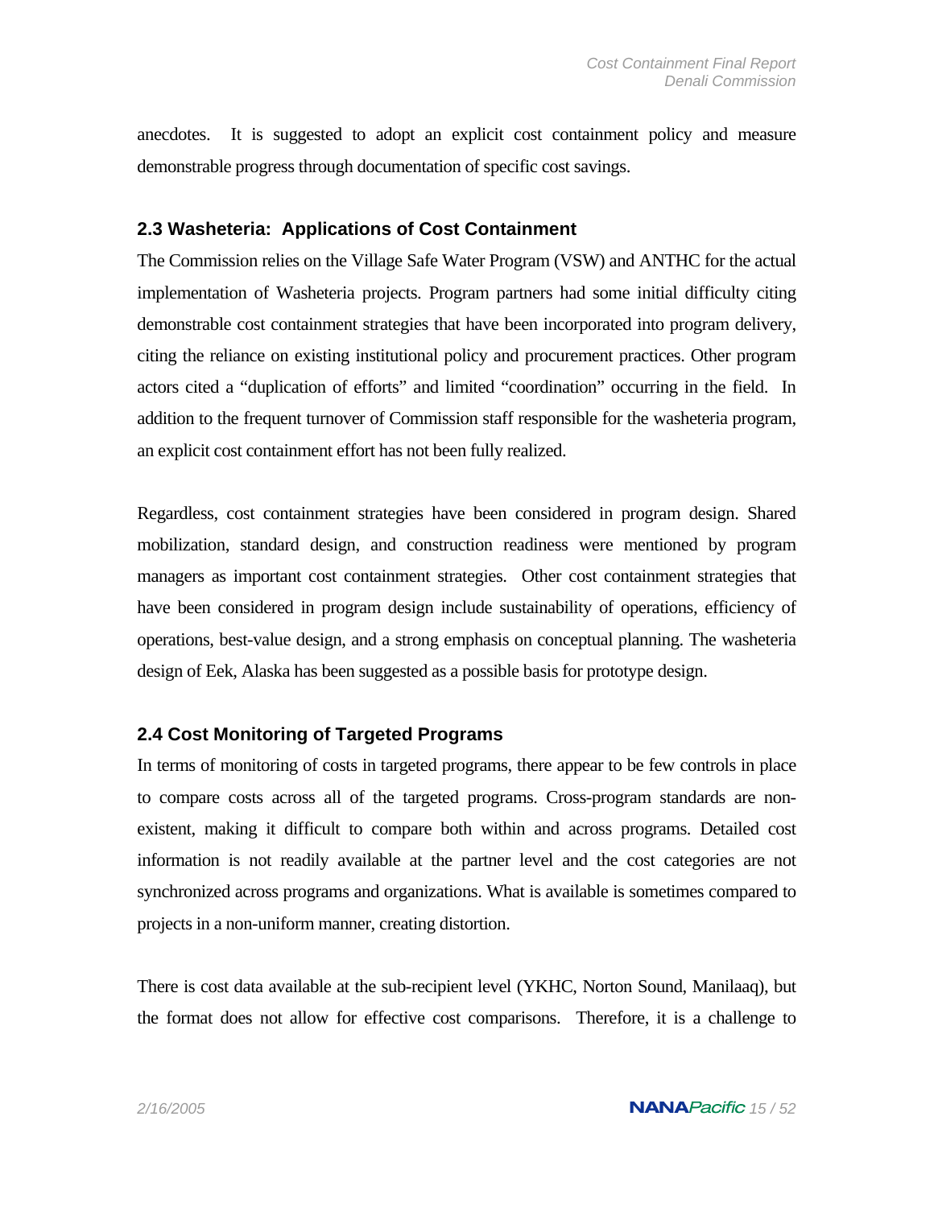anecdotes. It is suggested to adopt an explicit cost containment policy and measure demonstrable progress through documentation of specific cost savings.

### 2.3 Washeteria: Applications of Cost Containment

The Commission relies on the Village Safe Water Program (VSW) and ANTHC for the actual implementation of Washeteria projects. Program partners had some initial difficulty citing demonstrable cost containment strategies that have been incorporated into program delivery, citing the reliance on existing institutional policy and procurement practices. Other program actors cited a "duplication of efforts" and limited "coordination" occurring in the field. In addition to the frequent turnover of Commission staff responsible for the washeteria program, an explicit cost containment effort has not been fully realized.

Regardless, cost containment strategies have been considered in program design. Shared mobilization, standard design, and construction readiness were mentioned by program managers as important cost containment strategies. Other cost containment strategies that have been considered in program design include sustainability of operations, efficiency of operations, best-value design, and a strong emphasis on conceptual planning. The washeteria design of Eek, Alaska has been suggested as a possible basis for prototype design.

### 2.4 Cost Monitoring of Targeted Programs

In terms of monitoring of costs in targeted programs, there appear to be few controls in place to compare costs across all of the targeted programs. Cross-program standards are non-existent, making it difficult to compare both within and across programs. Detailed cost information is not readily available at the partner level and the cost categories are not synchronized across programs and organizations. What is available is sometimes compared to projects in a non-uniform manner, creating distortion.

There is cost data available at the sub-recipient level (YKHC, Norton Sound, Manilaaq), but the format does not allow for effective cost comparisons. Therefore, it is a challenge to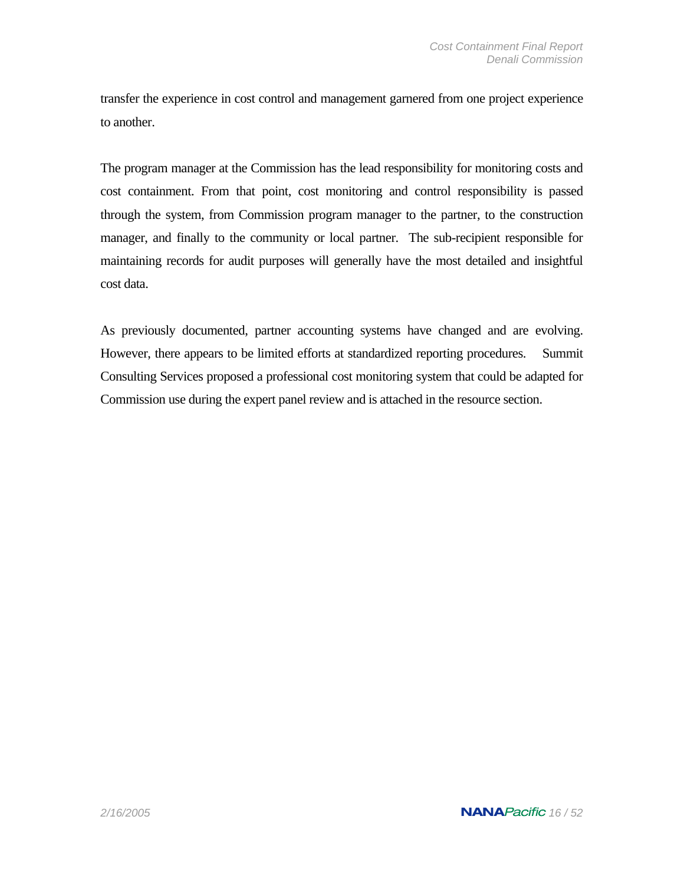transfer the experience in cost control and management garnered from one project experience to another.

The program manager at the Commission has the lead responsibility for monitoring costs and cost containment. From that point, cost monitoring and control responsibility is passed through the system, from Commission program manager to the partner, to the construction manager, and finally to the community or local partner. The sub-recipient responsible for maintaining records for audit purposes will generally have the most detailed and insightful cost data.

As previously documented, partner accounting systems have changed and are evolving. However, there appears to be limited efforts at standardized reporting procedures. Summit Consulting Services proposed a professional cost monitoring system that could be adapted for Commission use during the expert panel review and is attached in the resource section.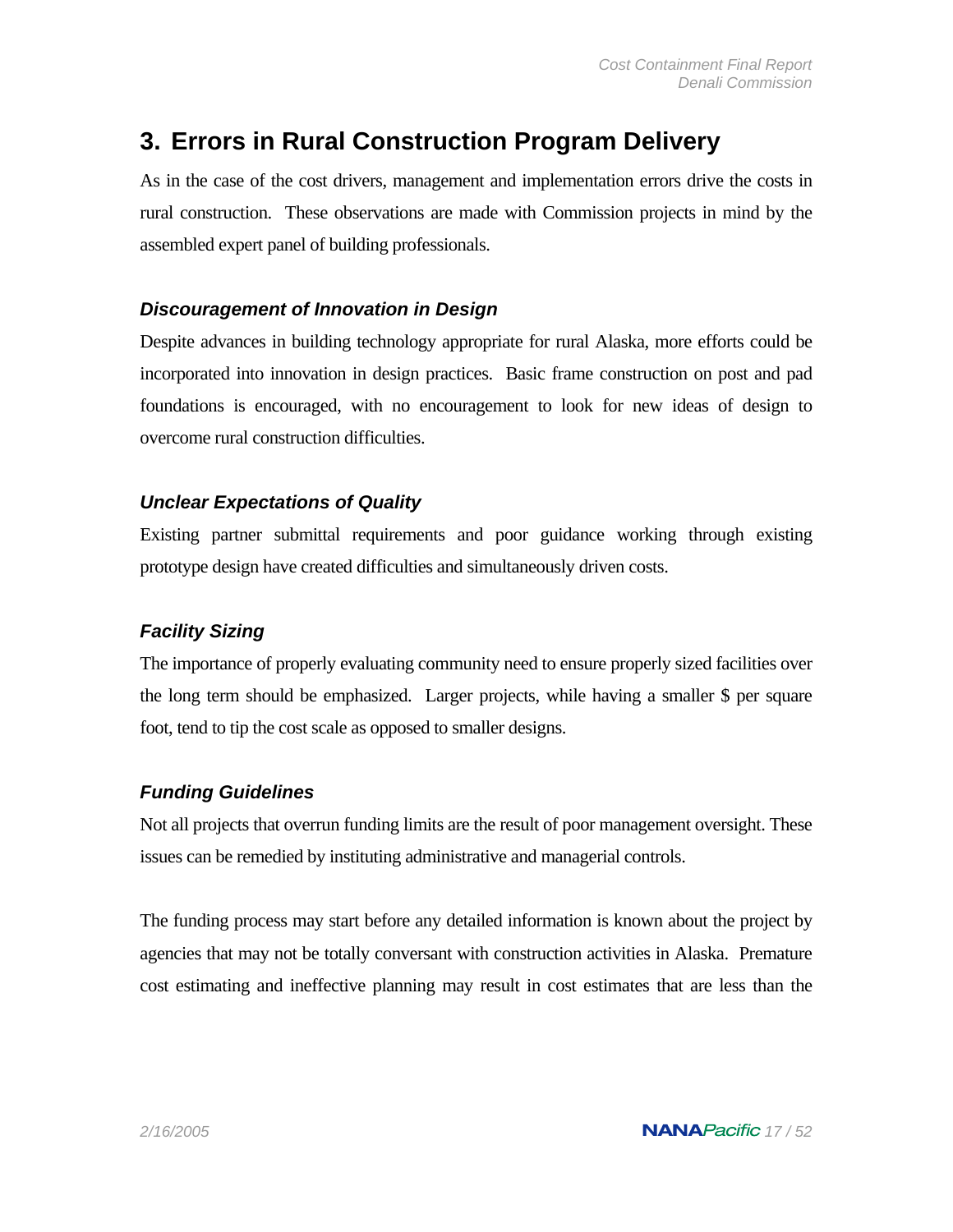# 3. Errors in Rural Construction Program Delivery

As in the case of the cost drivers, management and implementation errors drive the costs in rural construction. These observations are made with Commission projects in mind by the assembled expert panel of building professionals.

### *Discouragement of Innovation in Design*

Despite advances in building technology appropriate for rural Alaska, more efforts could be incorporated into innovation in design practices. Basic frame construction on post and pad foundations is encouraged, with no encouragement to look for new ideas of design to overcome rural construction difficulties.

### *Unclear Expectations of Quality*

Existing partner submittal requirements and poor guidance working through existing prototype design have created difficulties and simultaneously driven costs.

### *Facility Sizing*

The importance of properly evaluating community need to ensure properly sized facilities over the long term should be emphasized. Larger projects, while having a smaller $ per square foot, tend to tip the cost scale as opposed to smaller designs.

### *Funding Guidelines*

Not all projects that overrun funding limits are the result of poor management oversight. These issues can be remedied by instituting administrative and managerial controls.

The funding process may start before any detailed information is known about the project by agencies that may not be totally conversant with construction activities in Alaska. Premature cost estimating and ineffective planning may result in cost estimates that are less than the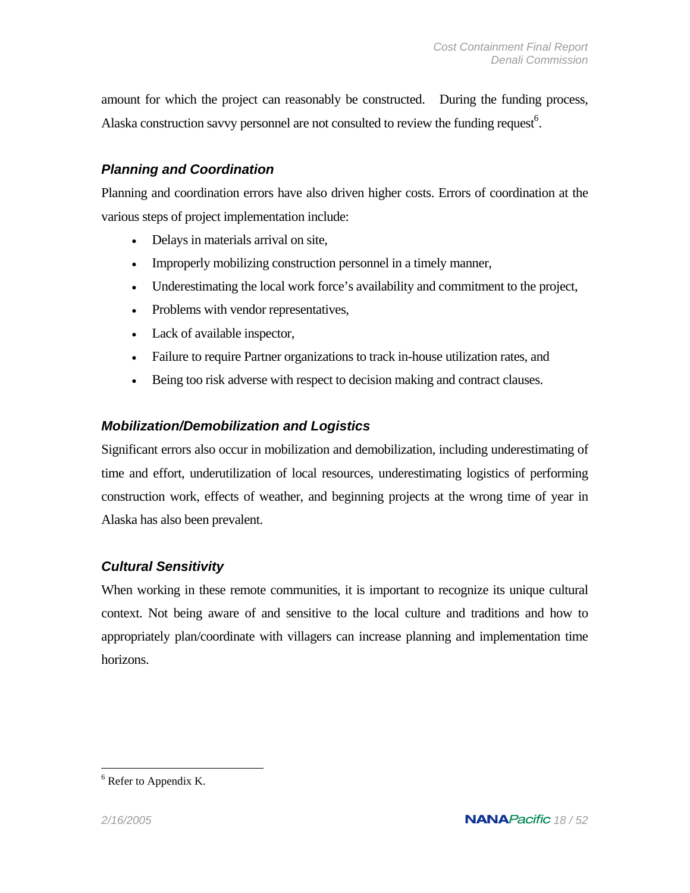amount for which the project can reasonably be constructed. During the funding process, Alaska construction savvy personnel are not consulted to review the funding request[6].

### *Planning and Coordination*

Planning and coordination errors have also driven higher costs. Errors of coordination at the various steps of project implementation include:

- Delays in materials arrival on site,
- Improperly mobilizing construction personnel in a timely manner,
- Underestimating the local work force's availability and commitment to the project,
- Problems with vendor representatives,
- Lack of available inspector,
- Failure to require Partner organizations to track in-house utilization rates, and
- Being too risk adverse with respect to decision making and contract clauses.

### *Mobilization/Demobilization and Logistics*

Significant errors also occur in mobilization and demobilization, including underestimating of time and effort, underutilization of local resources, underestimating logistics of performing construction work, effects of weather, and beginning projects at the wrong time of year in Alaska has also been prevalent.

### *Cultural Sensitivity*

When working in these remote communities, it is important to recognize its unique cultural context. Not being aware of and sensitive to the local culture and traditions and how to appropriately plan/coordinate with villagers can increase planning and implementation time horizons.

---

[6] Refer to Appendix K.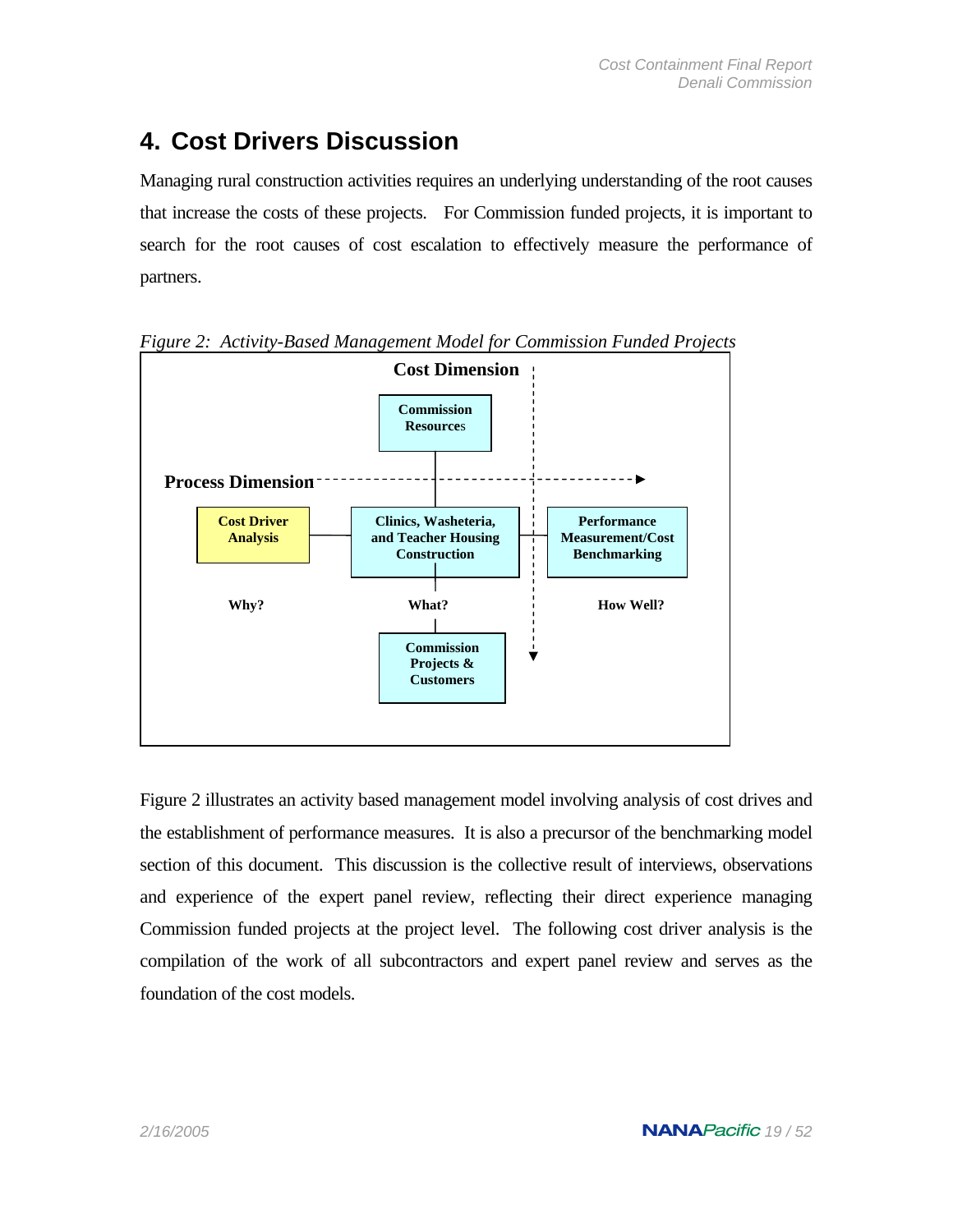# 4. Cost Drivers Discussion

Managing rural construction activities requires an underlying understanding of the root causes that increase the costs of these projects. For Commission funded projects, it is important to search for the root causes of cost escalation to effectively measure the performance of partners.

*Figure 2: Activity-Based Management Model for Commission Funded Projects*

Cost Dimension

Commission Resources

Process Dimension

Cost Driver Analysis

Clinics, Washeteria, and Teacher Housing Construction

Performance Measurement/Cost Benchmarking

Why?

What?

How Well?

Commission Projects & Customers

Figure 2 illustrates an activity based management model involving analysis of cost drives and the establishment of performance measures. It is also a precursor of the benchmarking model section of this document. This discussion is the collective result of interviews, observations and experience of the expert panel review, reflecting their direct experience managing Commission funded projects at the project level. The following cost driver analysis is the compilation of the work of all subcontractors and expert panel review and serves as the foundation of the cost models.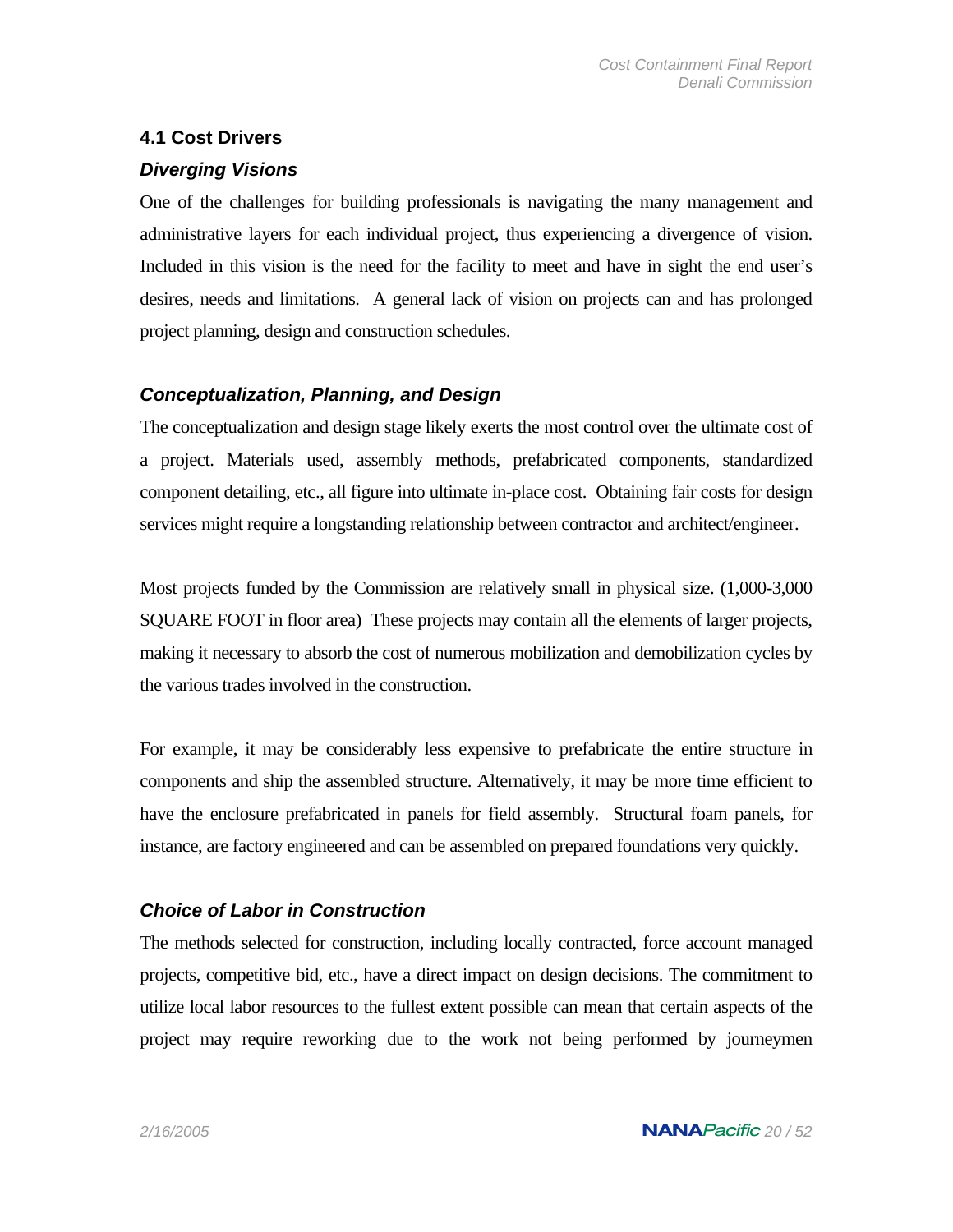## 4.1 Cost Drivers

### *Diverging Visions*

One of the challenges for building professionals is navigating the many management and administrative layers for each individual project, thus experiencing a divergence of vision. Included in this vision is the need for the facility to meet and have in sight the end user's desires, needs and limitations. A general lack of vision on projects can and has prolonged project planning, design and construction schedules.

### *Conceptualization, Planning, and Design*

The conceptualization and design stage likely exerts the most control over the ultimate cost of a project. Materials used, assembly methods, prefabricated components, standardized component detailing, etc., all figure into ultimate in-place cost. Obtaining fair costs for design services might require a longstanding relationship between contractor and architect/engineer.

Most projects funded by the Commission are relatively small in physical size. (1,000-3,000 SQUARE FOOT in floor area) These projects may contain all the elements of larger projects, making it necessary to absorb the cost of numerous mobilization and demobilization cycles by the various trades involved in the construction.

For example, it may be considerably less expensive to prefabricate the entire structure in components and ship the assembled structure. Alternatively, it may be more time efficient to have the enclosure prefabricated in panels for field assembly. Structural foam panels, for instance, are factory engineered and can be assembled on prepared foundations very quickly.

### *Choice of Labor in Construction*

The methods selected for construction, including locally contracted, force account managed projects, competitive bid, etc., have a direct impact on design decisions. The commitment to utilize local labor resources to the fullest extent possible can mean that certain aspects of the project may require reworking due to the work not being performed by journeymen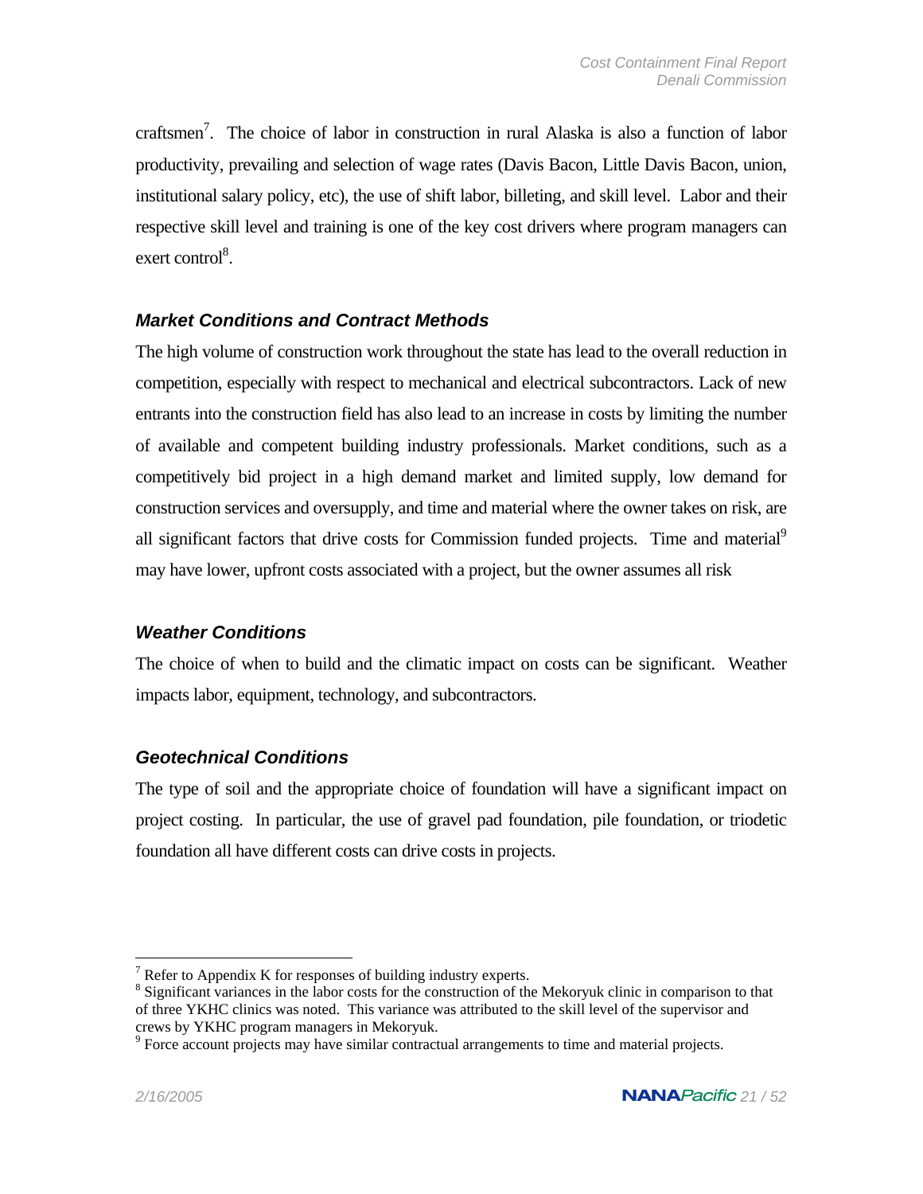craftsmen[7]. The choice of labor in construction in rural Alaska is also a function of labor productivity, prevailing and selection of wage rates (Davis Bacon, Little Davis Bacon, union, institutional salary policy, etc), the use of shift labor, billeting, and skill level. Labor and their respective skill level and training is one of the key cost drivers where program managers can exert control[8].

### *Market Conditions and Contract Methods*

The high volume of construction work throughout the state has lead to the overall reduction in competition, especially with respect to mechanical and electrical subcontractors. Lack of new entrants into the construction field has also lead to an increase in costs by limiting the number of available and competent building industry professionals. Market conditions, such as a competitively bid project in a high demand market and limited supply, low demand for construction services and oversupply, and time and material where the owner takes on risk, are all significant factors that drive costs for Commission funded projects. Time and material[9] may have lower, upfront costs associated with a project, but the owner assumes all risk

### *Weather Conditions*

The choice of when to build and the climatic impact on costs can be significant. Weather impacts labor, equipment, technology, and subcontractors.

### *Geotechnical Conditions*

The type of soil and the appropriate choice of foundation will have a significant impact on project costing. In particular, the use of gravel pad foundation, pile foundation, or triodetic foundation all have different costs can drive costs in projects.

---

[7] Refer to Appendix K for responses of building industry experts.

[8] Significant variances in the labor costs for the construction of the Mekoryuk clinic in comparison to that of three YKHC clinics was noted. This variance was attributed to the skill level of the supervisor and crews by YKHC program managers in Mekoryuk.

[9] Force account projects may have similar contractual arrangements to time and material projects.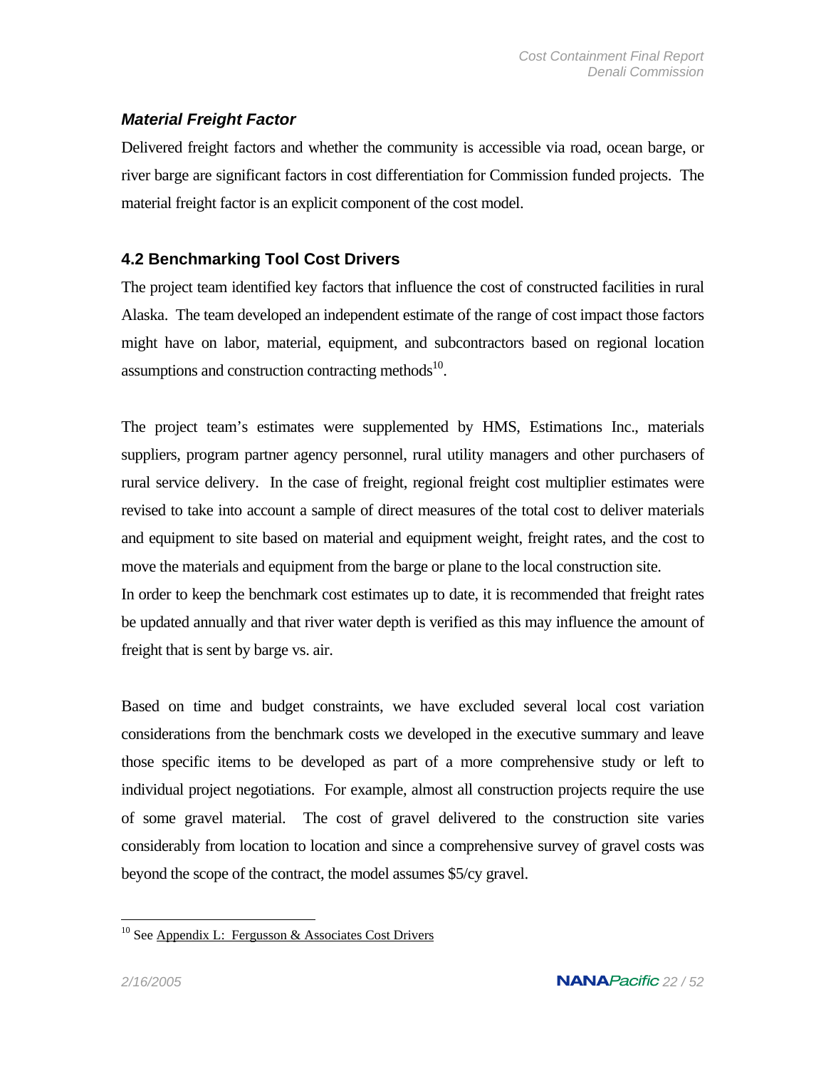### *Material Freight Factor*

Delivered freight factors and whether the community is accessible via road, ocean barge, or river barge are significant factors in cost differentiation for Commission funded projects. The material freight factor is an explicit component of the cost model.

## 4.2 Benchmarking Tool Cost Drivers

The project team identified key factors that influence the cost of constructed facilities in rural Alaska. The team developed an independent estimate of the range of cost impact those factors might have on labor, material, equipment, and subcontractors based on regional location assumptions and construction contracting methods[10].

The project team's estimates were supplemented by HMS, Estimations Inc., materials suppliers, program partner agency personnel, rural utility managers and other purchasers of rural service delivery. In the case of freight, regional freight cost multiplier estimates were revised to take into account a sample of direct measures of the total cost to deliver materials and equipment to site based on material and equipment weight, freight rates, and the cost to move the materials and equipment from the barge or plane to the local construction site.
In order to keep the benchmark cost estimates up to date, it is recommended that freight rates be updated annually and that river water depth is verified as this may influence the amount of freight that is sent by barge vs. air.

Based on time and budget constraints, we have excluded several local cost variation considerations from the benchmark costs we developed in the executive summary and leave those specific items to be developed as part of a more comprehensive study or left to individual project negotiations. For example, almost all construction projects require the use of some gravel material. The cost of gravel delivered to the construction site varies considerably from location to location and since a comprehensive survey of gravel costs was beyond the scope of the contract, the model assumes $5/cy gravel.

---

[10] See Appendix L: Fergusson & Associates Cost Drivers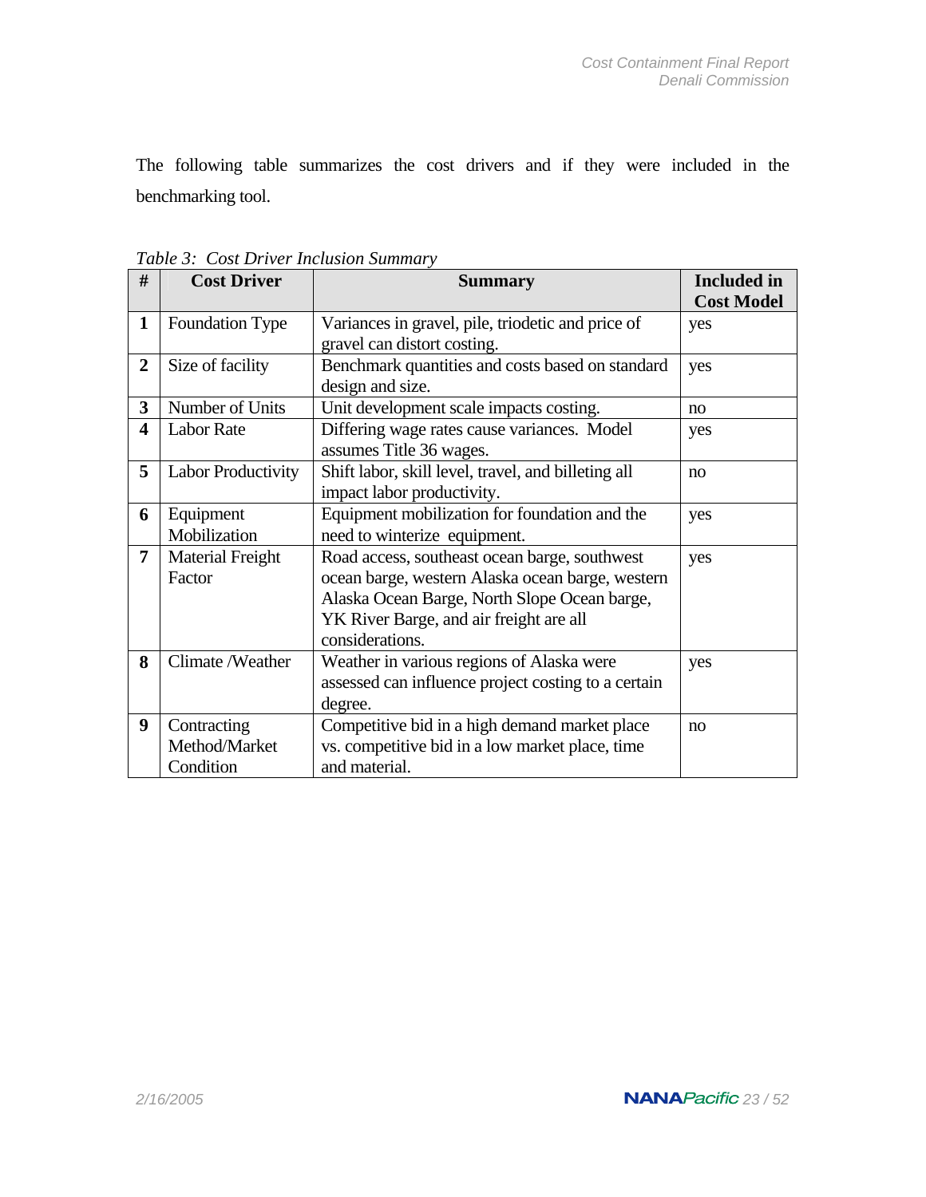The following table summarizes the cost drivers and if they were included in the benchmarking tool.

*Table 3: Cost Driver Inclusion Summary*

| # | Cost Driver | Summary | Included in Cost Model |
|---|---|---|---|
| **1** | Foundation Type | Variances in gravel, pile, triodetic and price of gravel can distort costing. | yes |
| **2** | Size of facility | Benchmark quantities and costs based on standard design and size. | yes |
| **3** | Number of Units | Unit development scale impacts costing. | no |
| **4** | Labor Rate | Differing wage rates cause variances. Model assumes Title 36 wages. | yes |
| **5** | Labor Productivity | Shift labor, skill level, travel, and billeting all impact labor productivity. | no |
| **6** | Equipment Mobilization | Equipment mobilization for foundation and the need to winterize equipment. | yes |
| **7** | Material Freight Factor | Road access, southeast ocean barge, southwest ocean barge, western Alaska ocean barge, western Alaska Ocean Barge, North Slope Ocean barge, YK River Barge, and air freight are all considerations. | yes |
| **8** | Climate /Weather | Weather in various regions of Alaska were assessed can influence project costing to a certain degree. | yes |
| **9** | Contracting Method/Market Condition | Competitive bid in a high demand market place vs. competitive bid in a low market place, time and material. | no |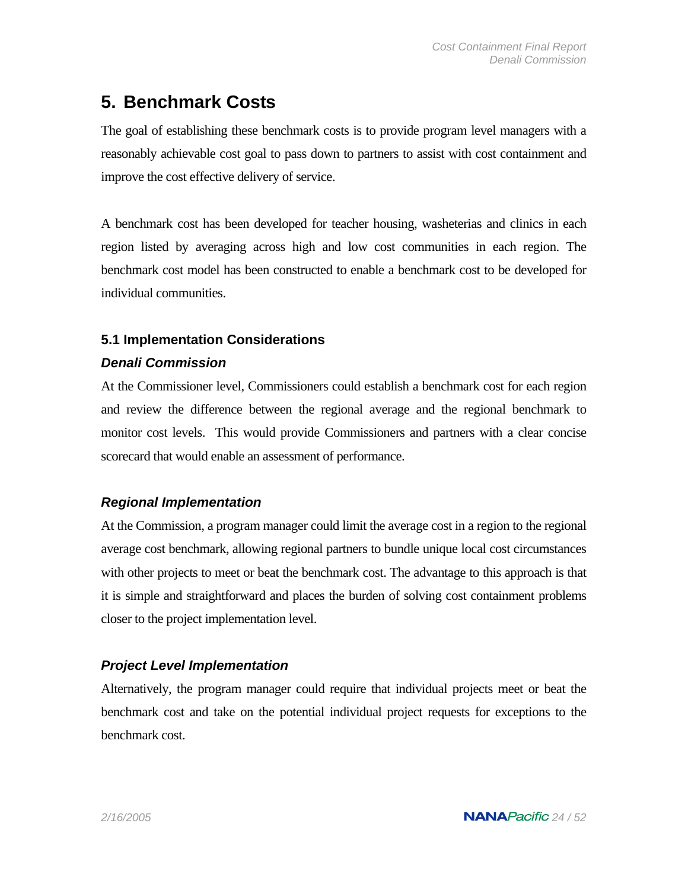# 5. Benchmark Costs

The goal of establishing these benchmark costs is to provide program level managers with a reasonably achievable cost goal to pass down to partners to assist with cost containment and improve the cost effective delivery of service.

A benchmark cost has been developed for teacher housing, washeterias and clinics in each region listed by averaging across high and low cost communities in each region. The benchmark cost model has been constructed to enable a benchmark cost to be developed for individual communities.

## 5.1 Implementation Considerations

### *Denali Commission*

At the Commissioner level, Commissioners could establish a benchmark cost for each region and review the difference between the regional average and the regional benchmark to monitor cost levels. This would provide Commissioners and partners with a clear concise scorecard that would enable an assessment of performance.

### *Regional Implementation*

At the Commission, a program manager could limit the average cost in a region to the regional average cost benchmark, allowing regional partners to bundle unique local cost circumstances with other projects to meet or beat the benchmark cost. The advantage to this approach is that it is simple and straightforward and places the burden of solving cost containment problems closer to the project implementation level.

### *Project Level Implementation*

Alternatively, the program manager could require that individual projects meet or beat the benchmark cost and take on the potential individual project requests for exceptions to the benchmark cost.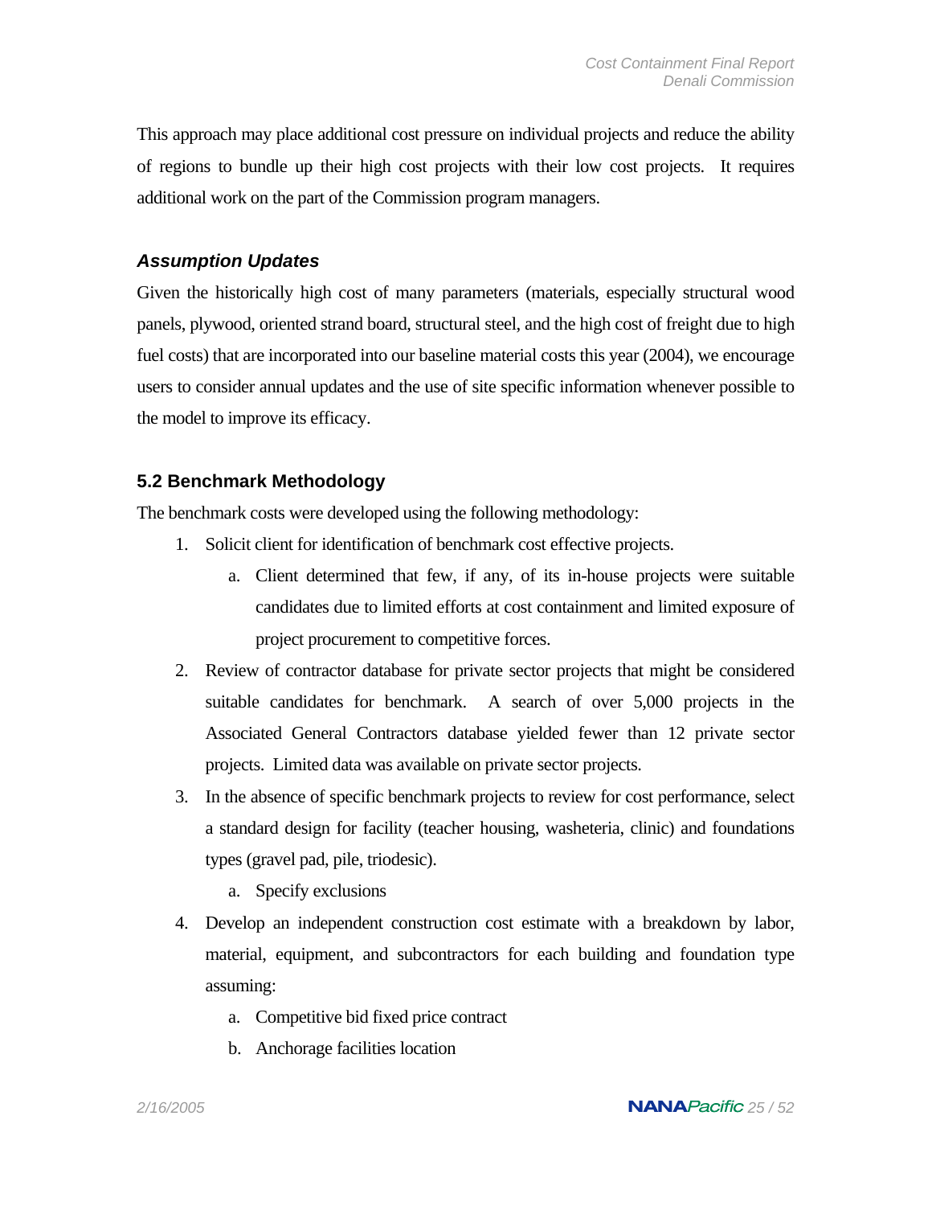This approach may place additional cost pressure on individual projects and reduce the ability of regions to bundle up their high cost projects with their low cost projects. It requires additional work on the part of the Commission program managers.

### *Assumption Updates*

Given the historically high cost of many parameters (materials, especially structural wood panels, plywood, oriented strand board, structural steel, and the high cost of freight due to high fuel costs) that are incorporated into our baseline material costs this year (2004), we encourage users to consider annual updates and the use of site specific information whenever possible to the model to improve its efficacy.

## 5.2 Benchmark Methodology

The benchmark costs were developed using the following methodology:

1. Solicit client for identification of benchmark cost effective projects.
    a. Client determined that few, if any, of its in-house projects were suitable candidates due to limited efforts at cost containment and limited exposure of project procurement to competitive forces.
2. Review of contractor database for private sector projects that might be considered suitable candidates for benchmark. A search of over 5,000 projects in the Associated General Contractors database yielded fewer than 12 private sector projects. Limited data was available on private sector projects.
3. In the absence of specific benchmark projects to review for cost performance, select a standard design for facility (teacher housing, washeteria, clinic) and foundations types (gravel pad, pile, triodesic).
    a. Specify exclusions
4. Develop an independent construction cost estimate with a breakdown by labor, material, equipment, and subcontractors for each building and foundation type assuming:
    a. Competitive bid fixed price contract
    b. Anchorage facilities location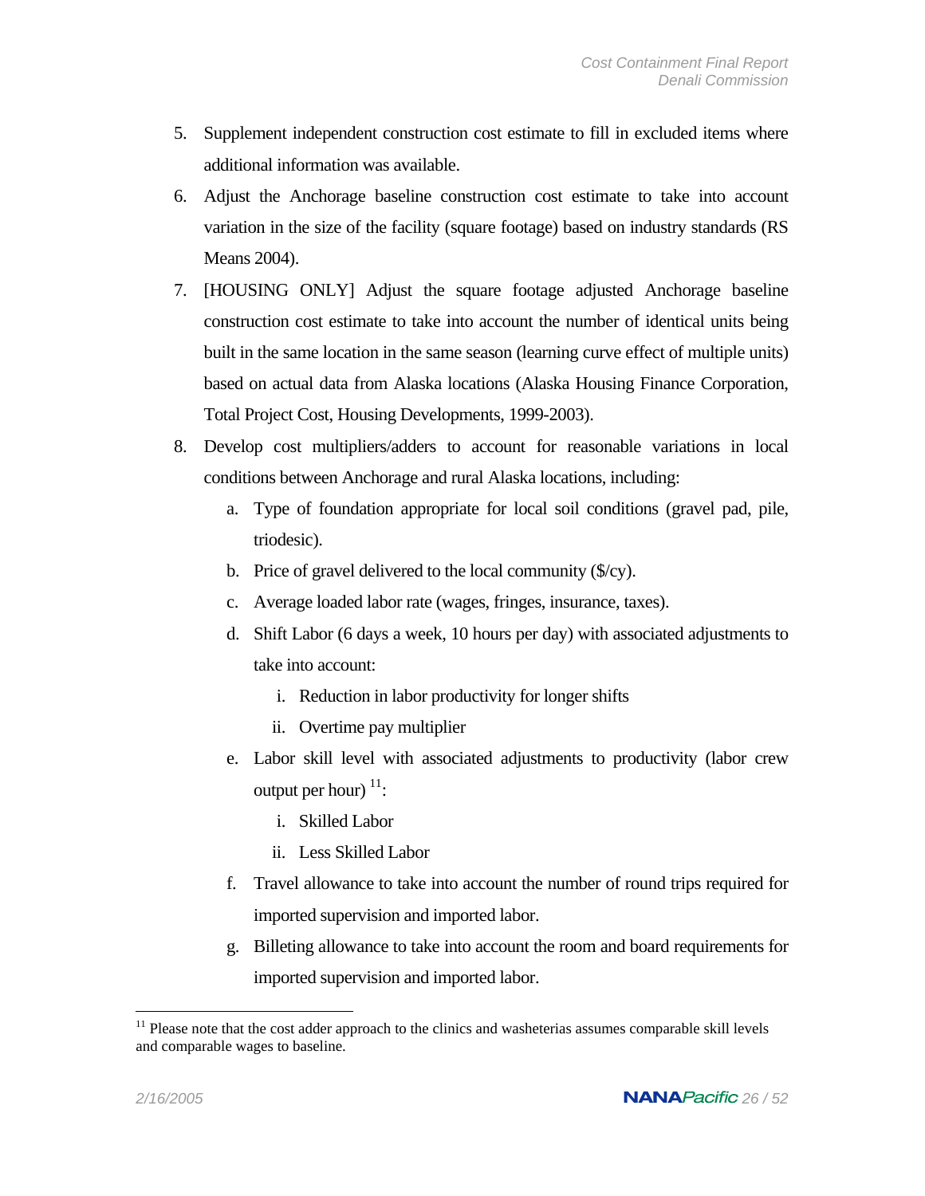5. Supplement independent construction cost estimate to fill in excluded items where additional information was available.
6. Adjust the Anchorage baseline construction cost estimate to take into account variation in the size of the facility (square footage) based on industry standards (RS Means 2004).
7. [HOUSING ONLY] Adjust the square footage adjusted Anchorage baseline construction cost estimate to take into account the number of identical units being built in the same location in the same season (learning curve effect of multiple units) based on actual data from Alaska locations (Alaska Housing Finance Corporation, Total Project Cost, Housing Developments, 1999-2003).
8. Develop cost multipliers/adders to account for reasonable variations in local conditions between Anchorage and rural Alaska locations, including:
   a. Type of foundation appropriate for local soil conditions (gravel pad, pile, triodesic).
   b. Price of gravel delivered to the local community ($/cy).
   c. Average loaded labor rate (wages, fringes, insurance, taxes).
   d. Shift Labor (6 days a week, 10 hours per day) with associated adjustments to take into account:
      i. Reduction in labor productivity for longer shifts
      ii. Overtime pay multiplier
   e. Labor skill level with associated adjustments to productivity (labor crew output per hour) [11]:
      i. Skilled Labor
      ii. Less Skilled Labor
   f. Travel allowance to take into account the number of round trips required for imported supervision and imported labor.
   g. Billeting allowance to take into account the room and board requirements for imported supervision and imported labor.

[11] Please note that the cost adder approach to the clinics and washeterias assumes comparable skill levels and comparable wages to baseline.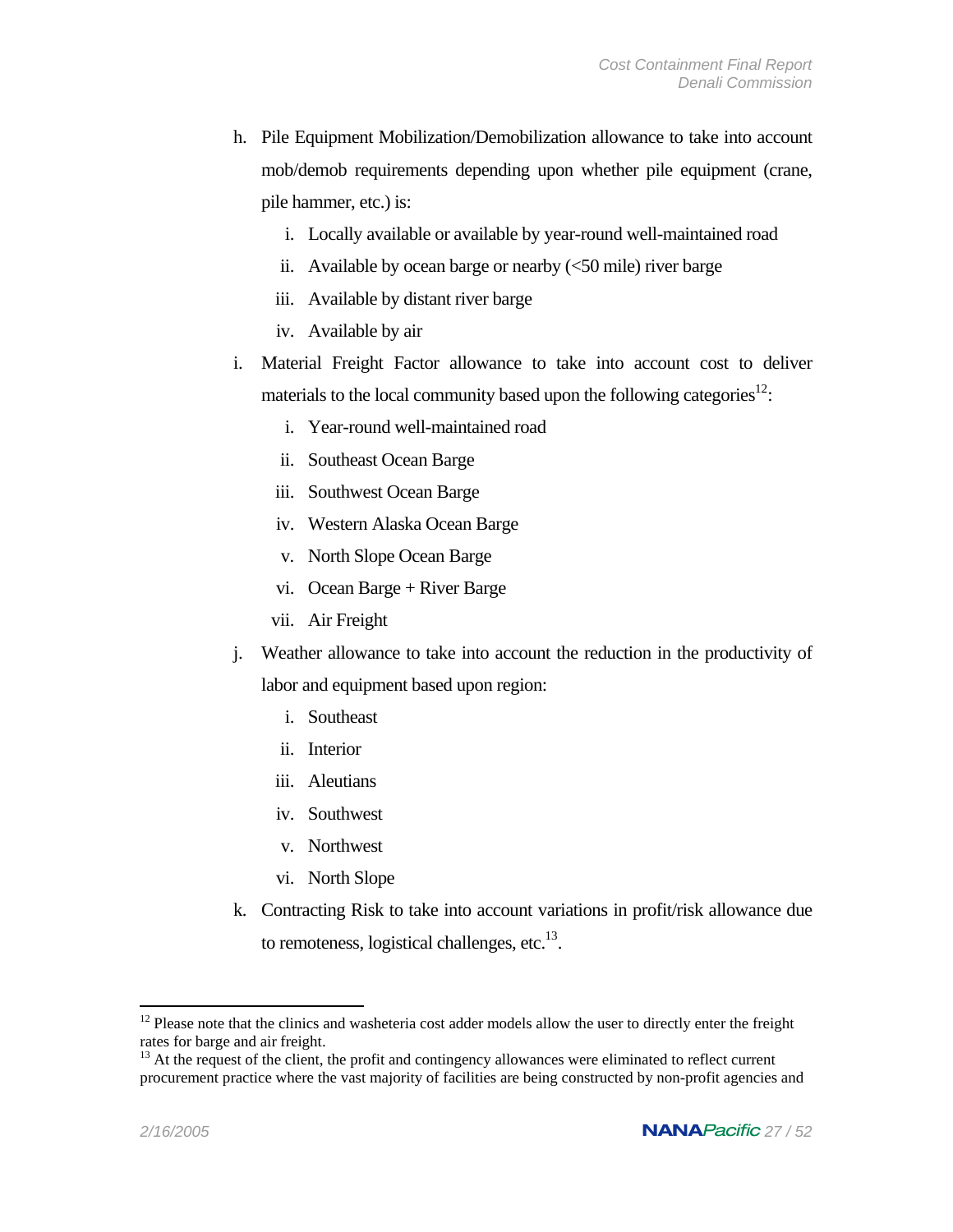h. Pile Equipment Mobilization/Demobilization allowance to take into account mob/demob requirements depending upon whether pile equipment (crane, pile hammer, etc.) is:

   i. Locally available or available by year-round well-maintained road
   ii. Available by ocean barge or nearby (<50 mile) river barge
   iii. Available by distant river barge
   iv. Available by air

i. Material Freight Factor allowance to take into account cost to deliver materials to the local community based upon the following categories[12]:

   i. Year-round well-maintained road
   ii. Southeast Ocean Barge
   iii. Southwest Ocean Barge
   iv. Western Alaska Ocean Barge
   v. North Slope Ocean Barge
   vi. Ocean Barge + River Barge
   vii. Air Freight

j. Weather allowance to take into account the reduction in the productivity of labor and equipment based upon region:

   i. Southeast
   ii. Interior
   iii. Aleutians
   iv. Southwest
   v. Northwest
   vi. North Slope

k. Contracting Risk to take into account variations in profit/risk allowance due to remoteness, logistical challenges, etc.[13].

---

[12] Please note that the clinics and washeteria cost adder models allow the user to directly enter the freight rates for barge and air freight.

[13] At the request of the client, the profit and contingency allowances were eliminated to reflect current procurement practice where the vast majority of facilities are being constructed by non-profit agencies and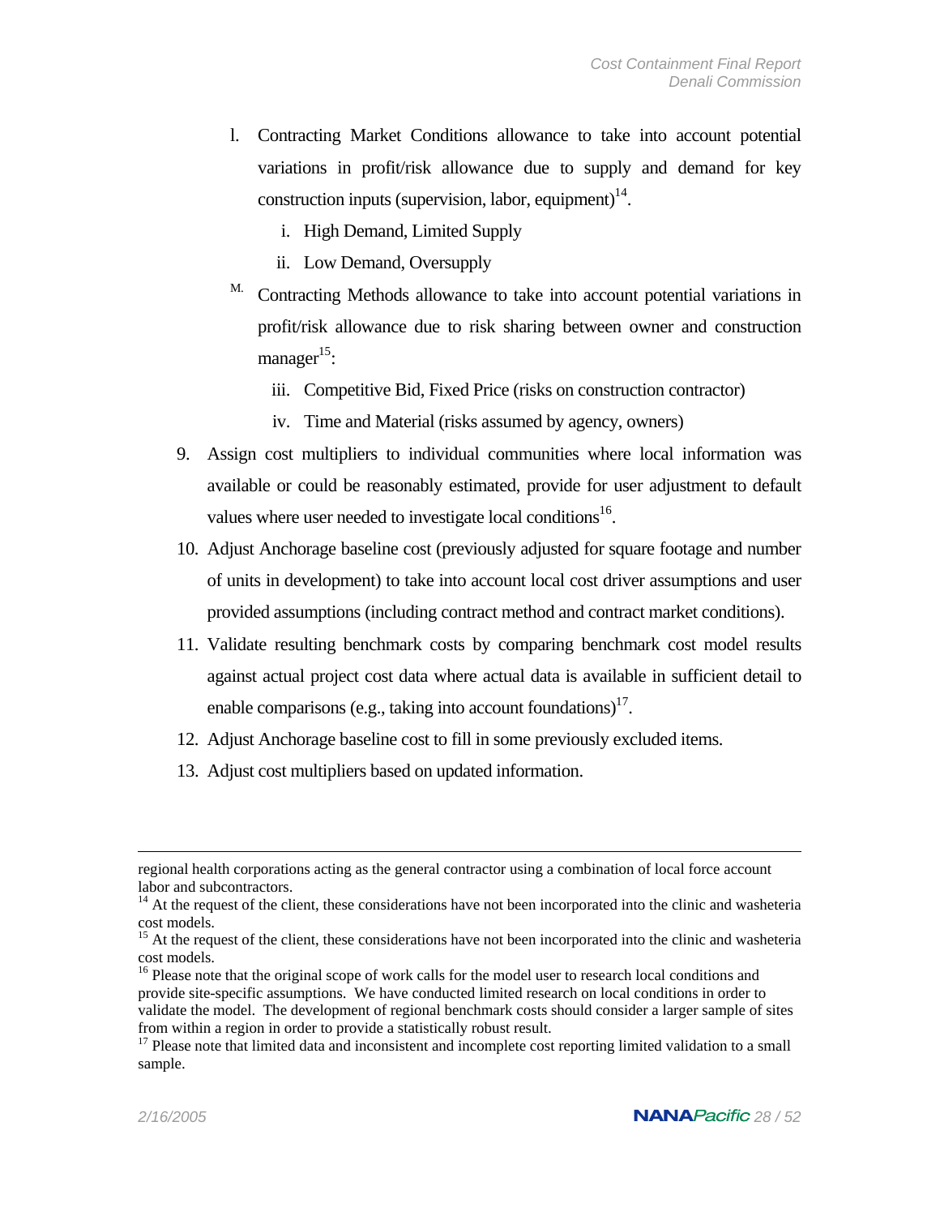l. Contracting Market Conditions allowance to take into account potential variations in profit/risk allowance due to supply and demand for key construction inputs (supervision, labor, equipment)[14].
   i. High Demand, Limited Supply
   ii. Low Demand, Oversupply

M. Contracting Methods allowance to take into account potential variations in profit/risk allowance due to risk sharing between owner and construction manager[15]:
   iii. Competitive Bid, Fixed Price (risks on construction contractor)
   iv. Time and Material (risks assumed by agency, owners)

9. Assign cost multipliers to individual communities where local information was available or could be reasonably estimated, provide for user adjustment to default values where user needed to investigate local conditions[16].
10. Adjust Anchorage baseline cost (previously adjusted for square footage and number of units in development) to take into account local cost driver assumptions and user provided assumptions (including contract method and contract market conditions).
11. Validate resulting benchmark costs by comparing benchmark cost model results against actual project cost data where actual data is available in sufficient detail to enable comparisons (e.g., taking into account foundations)[17].
12. Adjust Anchorage baseline cost to fill in some previously excluded items.
13. Adjust cost multipliers based on updated information.

---

regional health corporations acting as the general contractor using a combination of local force account labor and subcontractors.

[14] At the request of the client, these considerations have not been incorporated into the clinic and washeteria cost models.

[15] At the request of the client, these considerations have not been incorporated into the clinic and washeteria cost models.

[16] Please note that the original scope of work calls for the model user to research local conditions and provide site-specific assumptions. We have conducted limited research on local conditions in order to validate the model. The development of regional benchmark costs should consider a larger sample of sites from within a region in order to provide a statistically robust result.

[17] Please note that limited data and inconsistent and incomplete cost reporting limited validation to a small sample.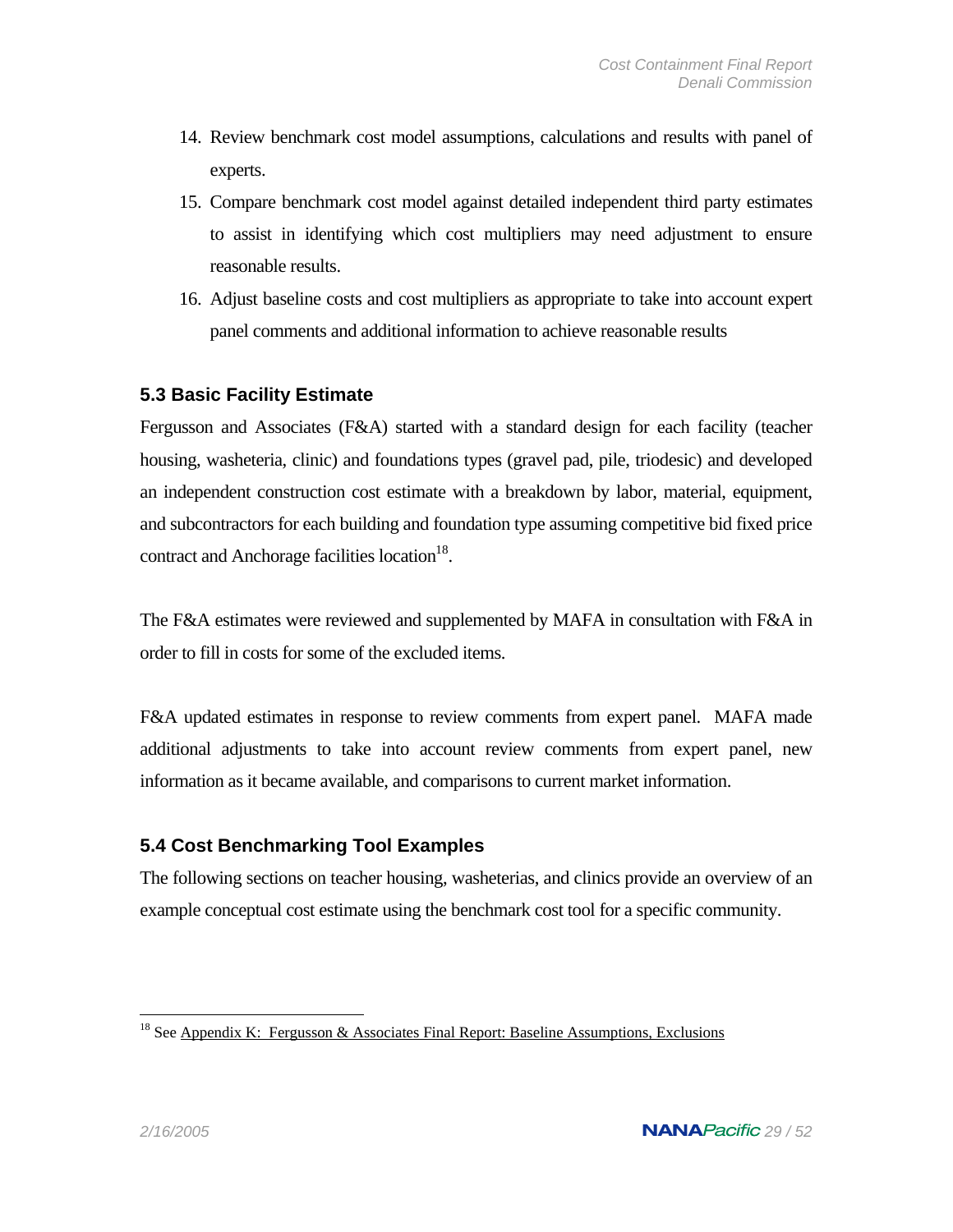14. Review benchmark cost model assumptions, calculations and results with panel of experts.
15. Compare benchmark cost model against detailed independent third party estimates to assist in identifying which cost multipliers may need adjustment to ensure reasonable results.
16. Adjust baseline costs and cost multipliers as appropriate to take into account expert panel comments and additional information to achieve reasonable results

### 5.3 Basic Facility Estimate

Fergusson and Associates (F&A) started with a standard design for each facility (teacher housing, washeteria, clinic) and foundations types (gravel pad, pile, triodesic) and developed an independent construction cost estimate with a breakdown by labor, material, equipment, and subcontractors for each building and foundation type assuming competitive bid fixed price contract and Anchorage facilities location[18].

The F&A estimates were reviewed and supplemented by MAFA in consultation with F&A in order to fill in costs for some of the excluded items.

F&A updated estimates in response to review comments from expert panel. MAFA made additional adjustments to take into account review comments from expert panel, new information as it became available, and comparisons to current market information.

### 5.4 Cost Benchmarking Tool Examples

The following sections on teacher housing, washeterias, and clinics provide an overview of an example conceptual cost estimate using the benchmark cost tool for a specific community.

---

[18] See Appendix K: Fergusson & Associates Final Report: Baseline Assumptions, Exclusions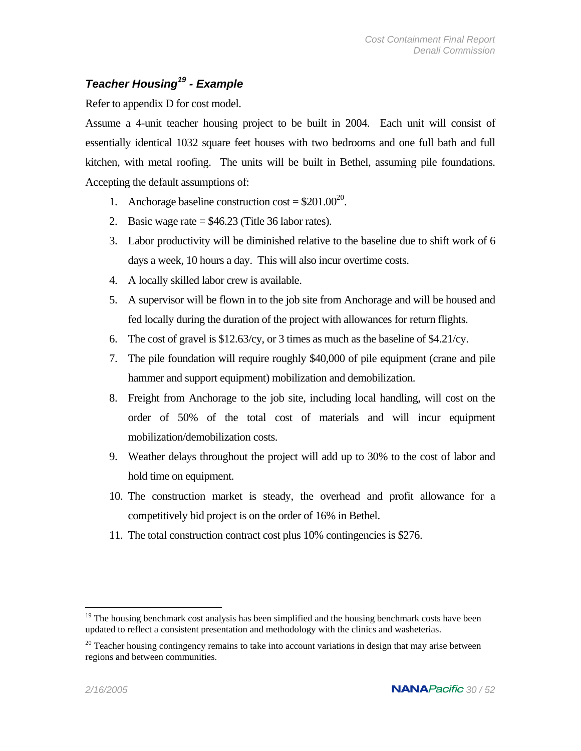### *Teacher Housing[19] - Example*

Refer to appendix D for cost model.

Assume a 4-unit teacher housing project to be built in 2004. Each unit will consist of essentially identical 1032 square feet houses with two bedrooms and one full bath and full kitchen, with metal roofing. The units will be built in Bethel, assuming pile foundations. Accepting the default assumptions of:

1. Anchorage baseline construction cost = $201.00[20].
2. Basic wage rate = $46.23 (Title 36 labor rates).
3. Labor productivity will be diminished relative to the baseline due to shift work of 6 days a week, 10 hours a day. This will also incur overtime costs.
4. A locally skilled labor crew is available.
5. A supervisor will be flown in to the job site from Anchorage and will be housed and fed locally during the duration of the project with allowances for return flights.
6. The cost of gravel is $12.63/cy, or 3 times as much as the baseline of $4.21/cy.
7. The pile foundation will require roughly $40,000 of pile equipment (crane and pile hammer and support equipment) mobilization and demobilization.
8. Freight from Anchorage to the job site, including local handling, will cost on the order of 50% of the total cost of materials and will incur equipment mobilization/demobilization costs.
9. Weather delays throughout the project will add up to 30% to the cost of labor and hold time on equipment.
10. The construction market is steady, the overhead and profit allowance for a competitively bid project is on the order of 16% in Bethel.
11. The total construction contract cost plus 10% contingencies is $276.

---

[19] The housing benchmark cost analysis has been simplified and the housing benchmark costs have been updated to reflect a consistent presentation and methodology with the clinics and washeterias.

[20] Teacher housing contingency remains to take into account variations in design that may arise between regions and between communities.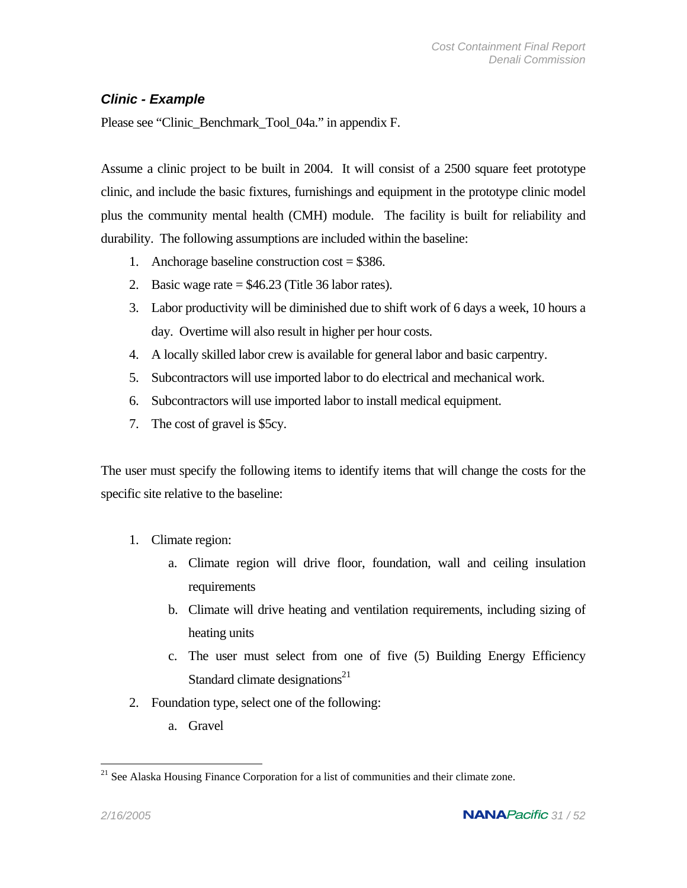### *Clinic - Example*

Please see "Clinic_Benchmark_Tool_04a." in appendix F.

Assume a clinic project to be built in 2004. It will consist of a 2500 square feet prototype clinic, and include the basic fixtures, furnishings and equipment in the prototype clinic model plus the community mental health (CMH) module. The facility is built for reliability and durability. The following assumptions are included within the baseline:

1. Anchorage baseline construction cost = $386.
2. Basic wage rate = $46.23 (Title 36 labor rates).
3. Labor productivity will be diminished due to shift work of 6 days a week, 10 hours a day. Overtime will also result in higher per hour costs.
4. A locally skilled labor crew is available for general labor and basic carpentry.
5. Subcontractors will use imported labor to do electrical and mechanical work.
6. Subcontractors will use imported labor to install medical equipment.
7. The cost of gravel is $5cy.

The user must specify the following items to identify items that will change the costs for the specific site relative to the baseline:

1. Climate region:
    a. Climate region will drive floor, foundation, wall and ceiling insulation requirements
    b. Climate will drive heating and ventilation requirements, including sizing of heating units
    c. The user must select from one of five (5) Building Energy Efficiency Standard climate designations[21]
2. Foundation type, select one of the following:
    a. Gravel

[21] See Alaska Housing Finance Corporation for a list of communities and their climate zone.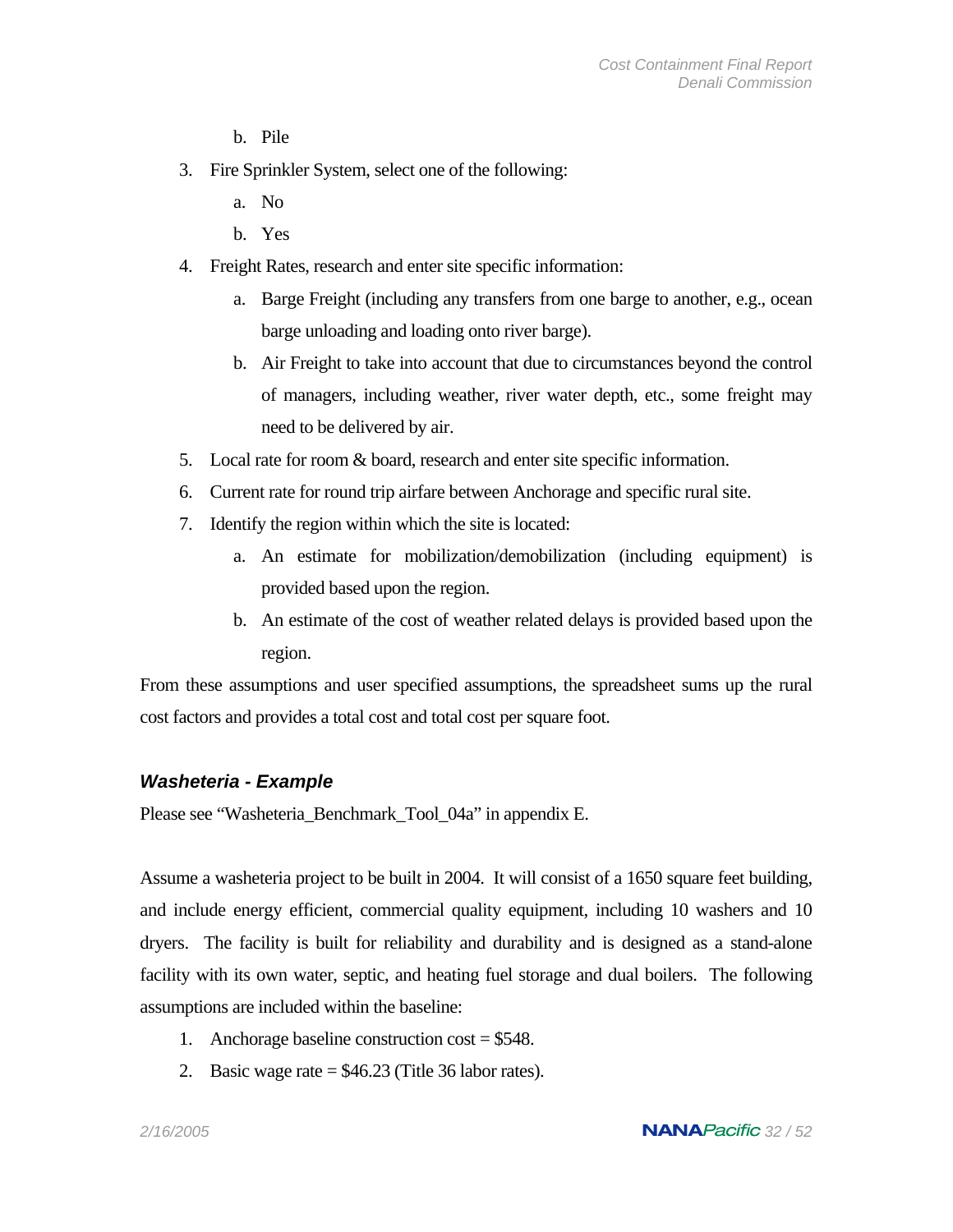b. Pile

3. Fire Sprinkler System, select one of the following:
   a. No
   b. Yes
4. Freight Rates, research and enter site specific information:
   a. Barge Freight (including any transfers from one barge to another, e.g., ocean barge unloading and loading onto river barge).
   b. Air Freight to take into account that due to circumstances beyond the control of managers, including weather, river water depth, etc., some freight may need to be delivered by air.
5. Local rate for room & board, research and enter site specific information.
6. Current rate for round trip airfare between Anchorage and specific rural site.
7. Identify the region within which the site is located:
   a. An estimate for mobilization/demobilization (including equipment) is provided based upon the region.
   b. An estimate of the cost of weather related delays is provided based upon the region.

From these assumptions and user specified assumptions, the spreadsheet sums up the rural cost factors and provides a total cost and total cost per square foot.

### *Washeteria - Example*

Please see “Washeteria_Benchmark_Tool_04a” in appendix E.

Assume a washeteria project to be built in 2004. It will consist of a 1650 square feet building, and include energy efficient, commercial quality equipment, including 10 washers and 10 dryers. The facility is built for reliability and durability and is designed as a stand-alone facility with its own water, septic, and heating fuel storage and dual boilers. The following assumptions are included within the baseline:

1. Anchorage baseline construction cost = $548.
2. Basic wage rate = $46.23 (Title 36 labor rates).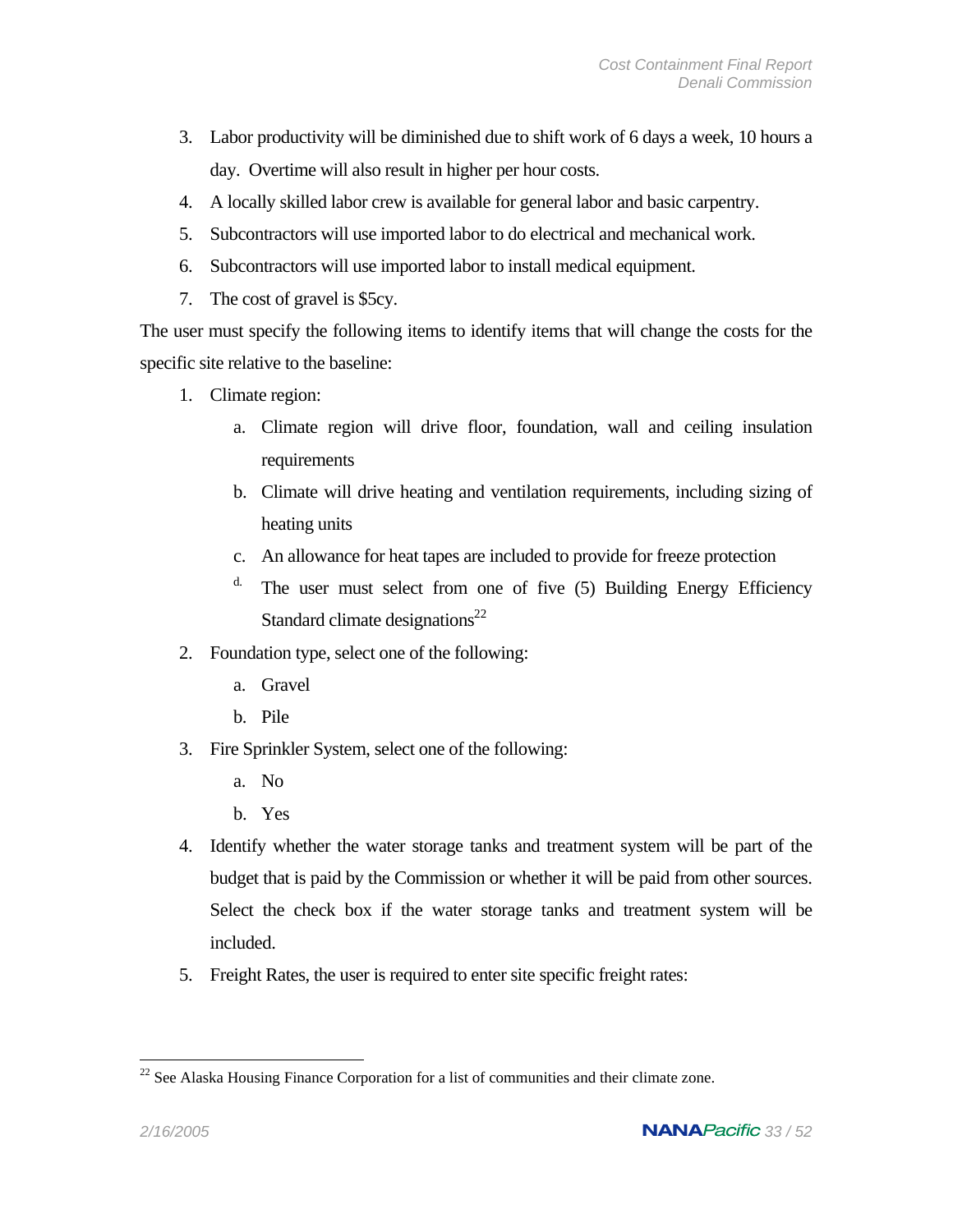3. Labor productivity will be diminished due to shift work of 6 days a week, 10 hours a day. Overtime will also result in higher per hour costs.
4. A locally skilled labor crew is available for general labor and basic carpentry.
5. Subcontractors will use imported labor to do electrical and mechanical work.
6. Subcontractors will use imported labor to install medical equipment.
7. The cost of gravel is $5cy.

The user must specify the following items to identify items that will change the costs for the specific site relative to the baseline:

1. Climate region:
   a. Climate region will drive floor, foundation, wall and ceiling insulation requirements
   b. Climate will drive heating and ventilation requirements, including sizing of heating units
   c. An allowance for heat tapes are included to provide for freeze protection
   d. The user must select from one of five (5) Building Energy Efficiency Standard climate designations[22]
2. Foundation type, select one of the following:
   a. Gravel
   b. Pile
3. Fire Sprinkler System, select one of the following:
   a. No
   b. Yes
4. Identify whether the water storage tanks and treatment system will be part of the budget that is paid by the Commission or whether it will be paid from other sources. Select the check box if the water storage tanks and treatment system will be included.
5. Freight Rates, the user is required to enter site specific freight rates:

---

[22] See Alaska Housing Finance Corporation for a list of communities and their climate zone.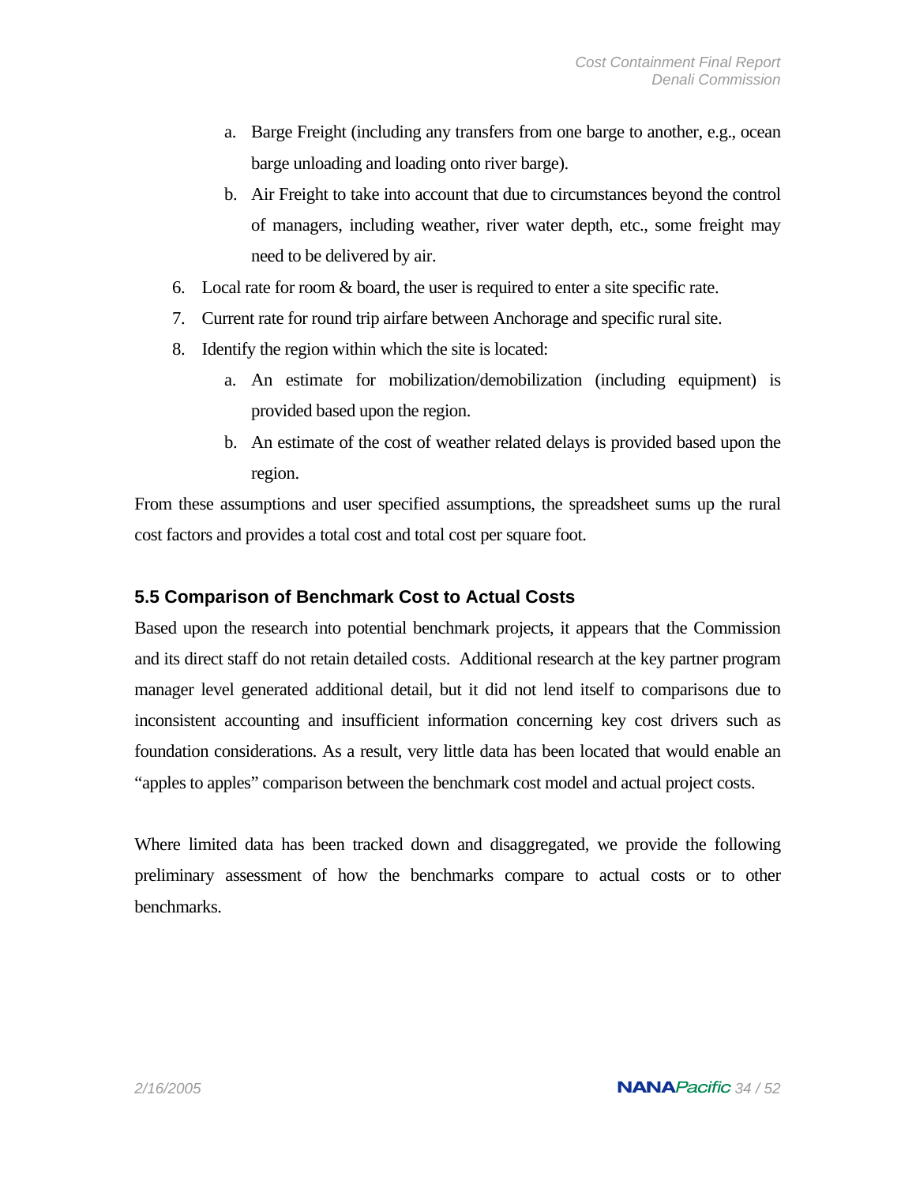a. Barge Freight (including any transfers from one barge to another, e.g., ocean barge unloading and loading onto river barge).
   b. Air Freight to take into account that due to circumstances beyond the control of managers, including weather, river water depth, etc., some freight may need to be delivered by air.
6. Local rate for room & board, the user is required to enter a site specific rate.
7. Current rate for round trip airfare between Anchorage and specific rural site.
8. Identify the region within which the site is located:
   a. An estimate for mobilization/demobilization (including equipment) is provided based upon the region.
   b. An estimate of the cost of weather related delays is provided based upon the region.

From these assumptions and user specified assumptions, the spreadsheet sums up the rural cost factors and provides a total cost and total cost per square foot.

### 5.5 Comparison of Benchmark Cost to Actual Costs

Based upon the research into potential benchmark projects, it appears that the Commission and its direct staff do not retain detailed costs. Additional research at the key partner program manager level generated additional detail, but it did not lend itself to comparisons due to inconsistent accounting and insufficient information concerning key cost drivers such as foundation considerations. As a result, very little data has been located that would enable an "apples to apples" comparison between the benchmark cost model and actual project costs.

Where limited data has been tracked down and disaggregated, we provide the following preliminary assessment of how the benchmarks compare to actual costs or to other benchmarks.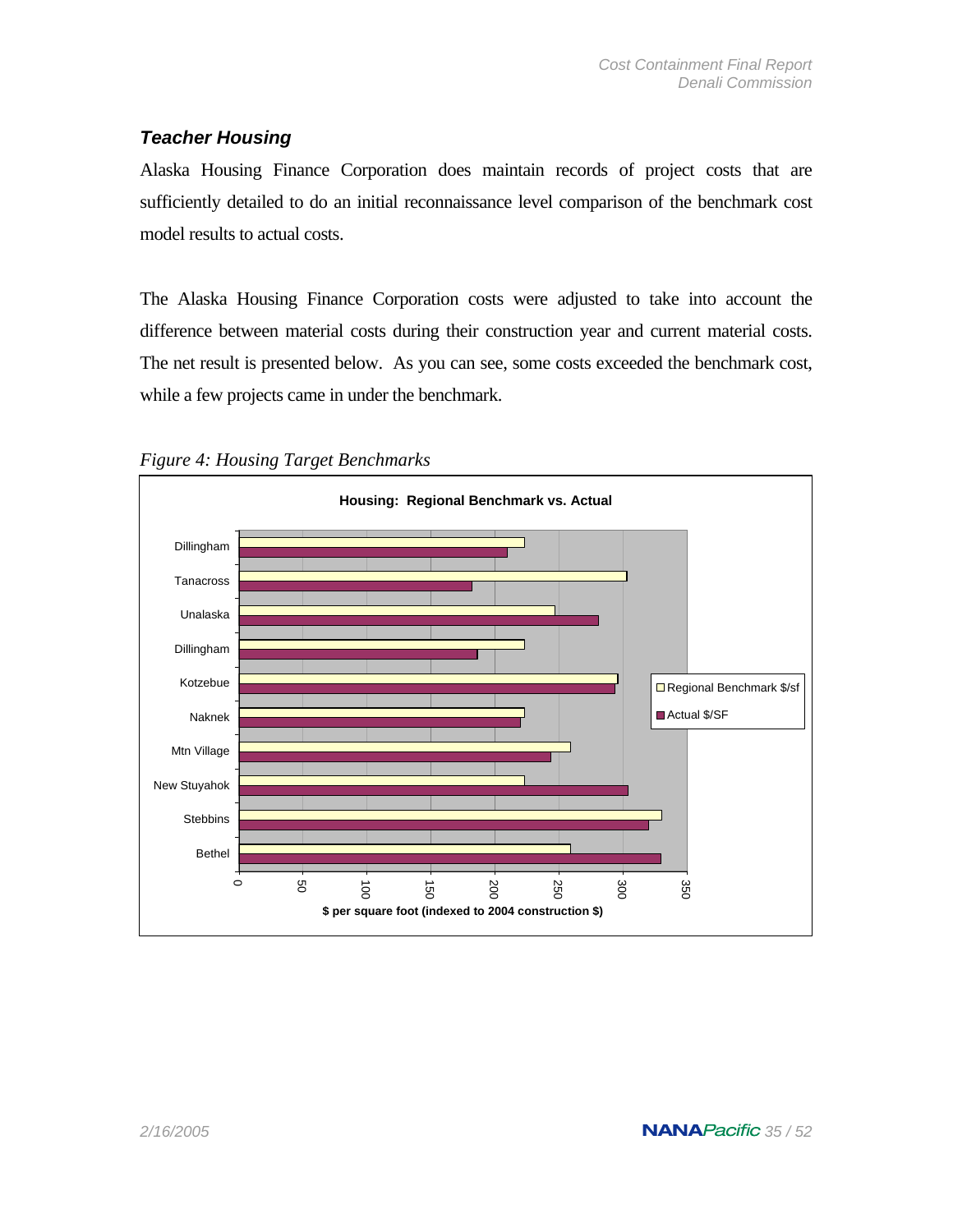### *Teacher Housing*

Alaska Housing Finance Corporation does maintain records of project costs that are sufficiently detailed to do an initial reconnaissance level comparison of the benchmark cost model results to actual costs.

The Alaska Housing Finance Corporation costs were adjusted to take into account the difference between material costs during their construction year and current material costs. The net result is presented below. As you can see, some costs exceeded the benchmark cost, while a few projects came in under the benchmark.

*Figure 4: Housing Target Benchmarks*

**Housing: Regional Benchmark vs. Actual**

Categories: Dillingham, Tanacross, Unalaska, Dillingham, Kotzebue, Naknek, Mtn Village, New Stuyahok, Stebbins, Bethel

Legend: Regional Benchmark $/sf; Actual $/SF

X-axis: $ per square foot (indexed to 2004 construction $) — 0, 50, 100, 150, 200, 250, 300, 350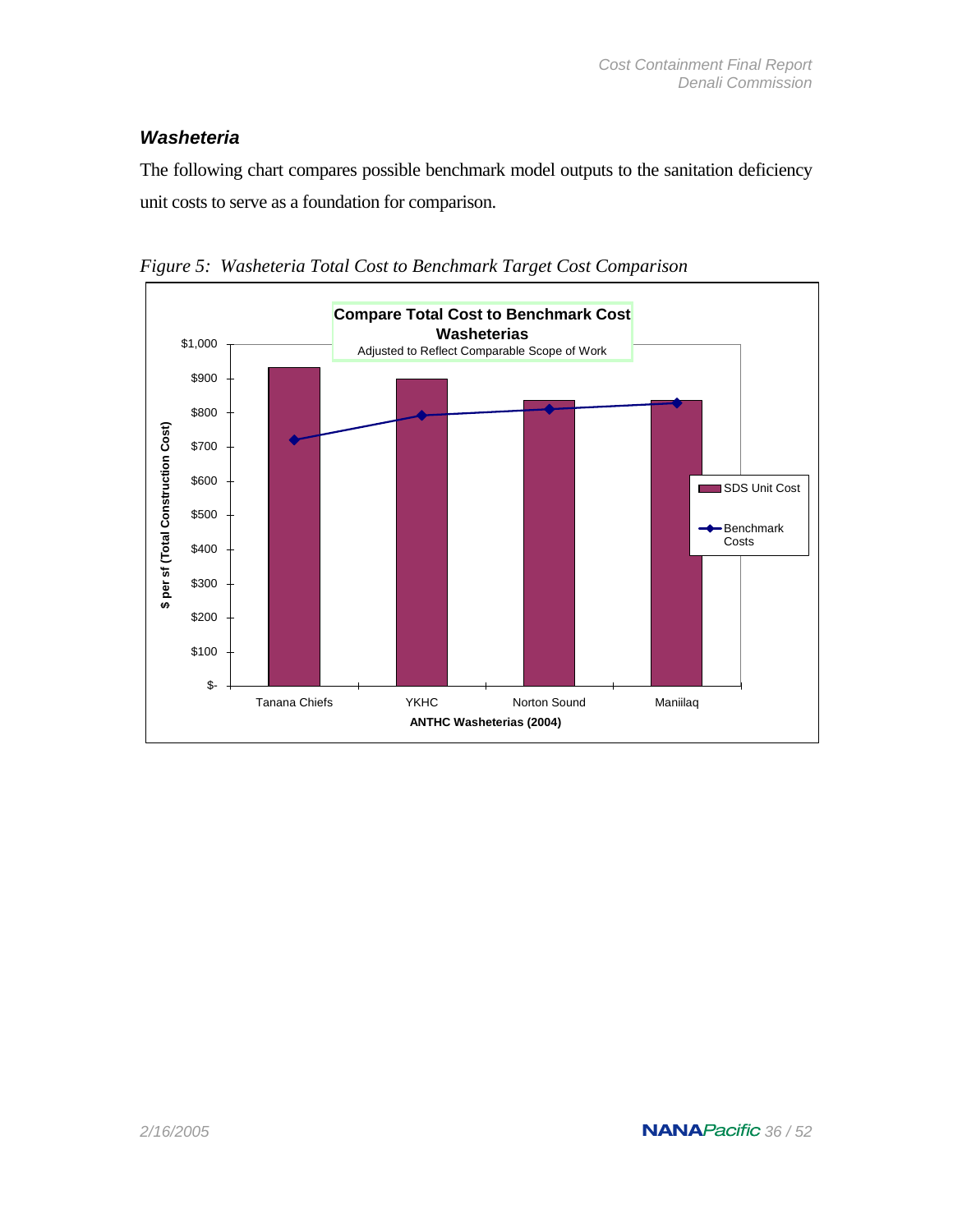### *Washeteria*

The following chart compares possible benchmark model outputs to the sanitation deficiency unit costs to serve as a foundation for comparison.

*Figure 5: Washeteria Total Cost to Benchmark Target Cost Comparison*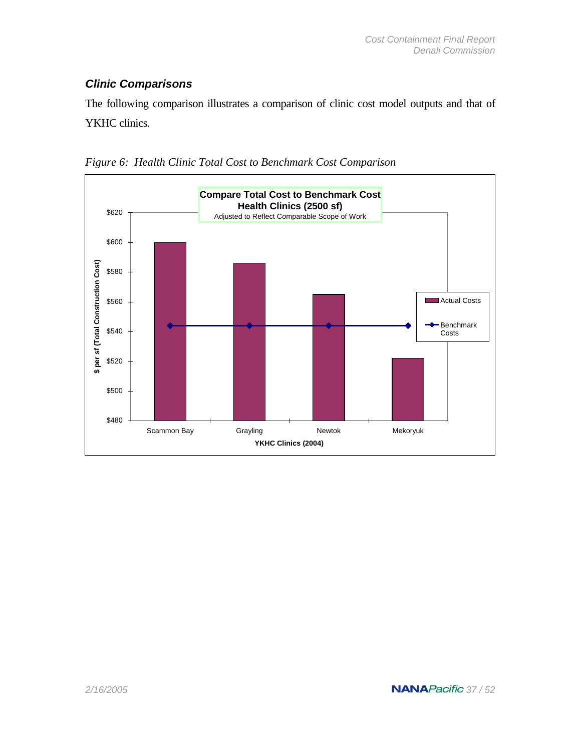### *Clinic Comparisons*

The following comparison illustrates a comparison of clinic cost model outputs and that of YKHC clinics.

*Figure 6: Health Clinic Total Cost to Benchmark Cost Comparison*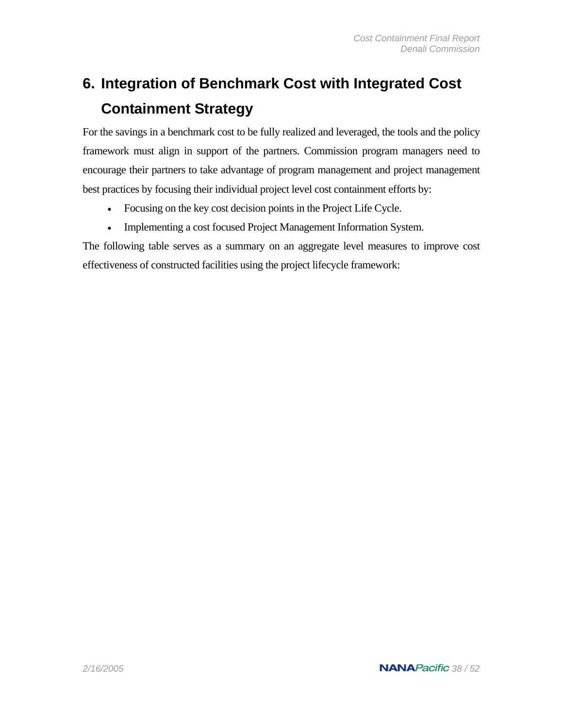# 6. Integration of Benchmark Cost with Integrated Cost Containment Strategy

For the savings in a benchmark cost to be fully realized and leveraged, the tools and the policy framework must align in support of the partners. Commission program managers need to encourage their partners to take advantage of program management and project management best practices by focusing their individual project level cost containment efforts by:

- Focusing on the key cost decision points in the Project Life Cycle.
- Implementing a cost focused Project Management Information System.

The following table serves as a summary on an aggregate level measures to improve cost effectiveness of constructed facilities using the project lifecycle framework: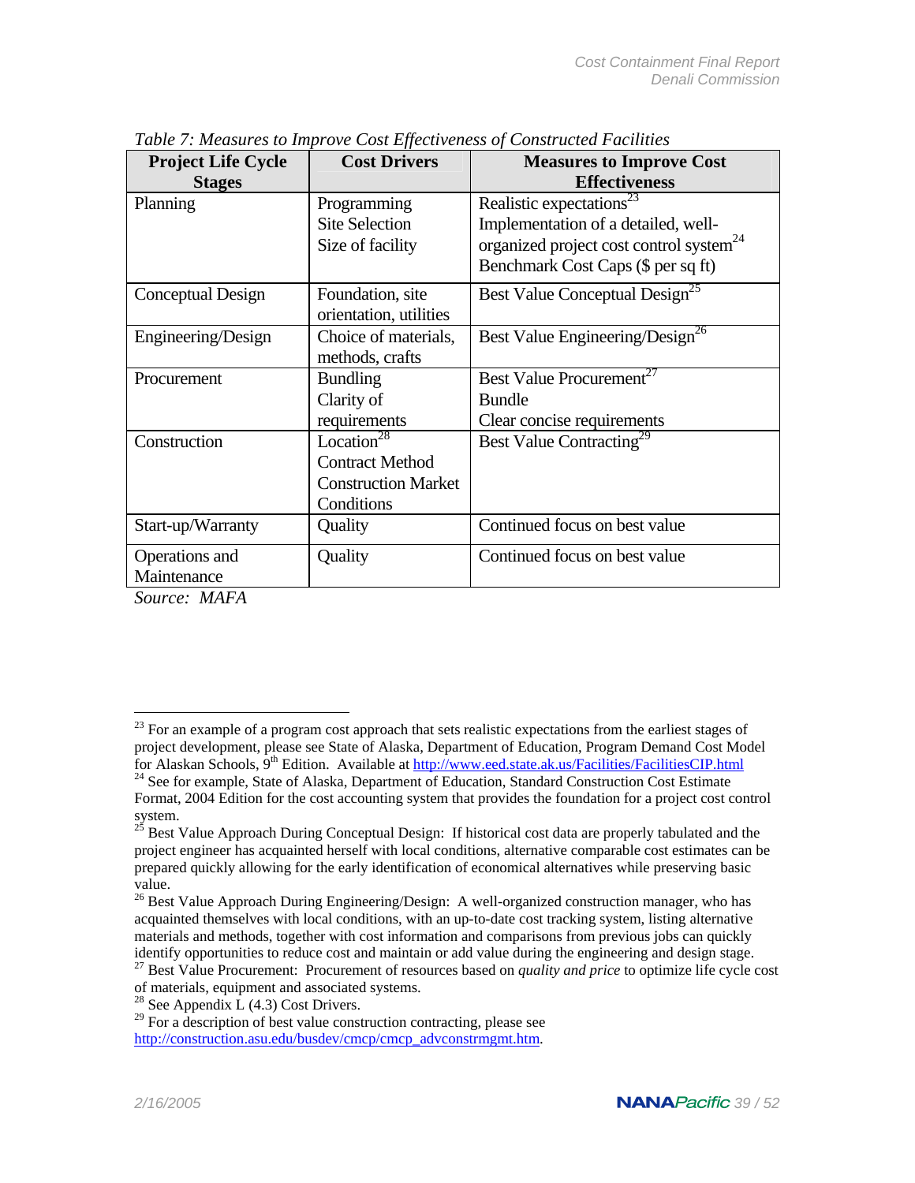*Table 7: Measures to Improve Cost Effectiveness of Constructed Facilities*

| Project Life Cycle Stages | Cost Drivers | Measures to Improve Cost Effectiveness |
|---|---|---|
| Planning | Programming<br>Site Selection<br>Size of facility | Realistic expectations[23]<br>Implementation of a detailed, well-organized project cost control system[24]<br>Benchmark Cost Caps ($ per sq ft) |
| Conceptual Design | Foundation, site orientation, utilities | Best Value Conceptual Design[25] |
| Engineering/Design | Choice of materials, methods, crafts | Best Value Engineering/Design[26] |
| Procurement | Bundling<br>Clarity of requirements | Best Value Procurement[27]<br>Bundle<br>Clear concise requirements |
| Construction | Location[28]<br>Contract Method<br>Construction Market Conditions | Best Value Contracting[29] |
| Start-up/Warranty | Quality | Continued focus on best value |
| Operations and Maintenance | Quality | Continued focus on best value |

*Source: MAFA*

---

[23] For an example of a program cost approach that sets realistic expectations from the earliest stages of project development, please see State of Alaska, Department of Education, Program Demand Cost Model for Alaskan Schools, 9th Edition. Available at http://www.eed.state.ak.us/Facilities/FacilitiesCIP.html

[24] See for example, State of Alaska, Department of Education, Standard Construction Cost Estimate Format, 2004 Edition for the cost accounting system that provides the foundation for a project cost control system.

[25] Best Value Approach During Conceptual Design: If historical cost data are properly tabulated and the project engineer has acquainted herself with local conditions, alternative comparable cost estimates can be prepared quickly allowing for the early identification of economical alternatives while preserving basic value.

[26] Best Value Approach During Engineering/Design: A well-organized construction manager, who has acquainted themselves with local conditions, with an up-to-date cost tracking system, listing alternative materials and methods, together with cost information and comparisons from previous jobs can quickly identify opportunities to reduce cost and maintain or add value during the engineering and design stage.

[27] Best Value Procurement: Procurement of resources based on *quality and price* to optimize life cycle cost of materials, equipment and associated systems.

[28] See Appendix L (4.3) Cost Drivers.

[29] For a description of best value construction contracting, please see http://construction.asu.edu/busdev/cmcp/cmcp_advconstrmgmt.htm.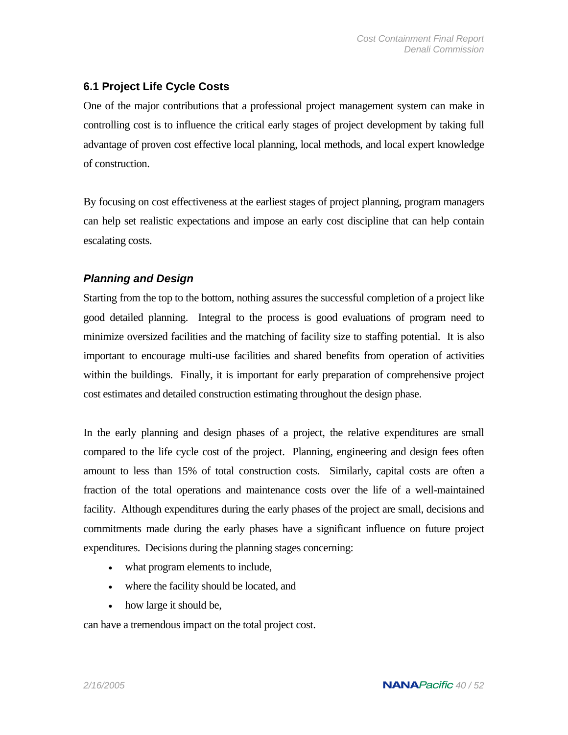### 6.1 Project Life Cycle Costs

One of the major contributions that a professional project management system can make in controlling cost is to influence the critical early stages of project development by taking full advantage of proven cost effective local planning, local methods, and local expert knowledge of construction.

By focusing on cost effectiveness at the earliest stages of project planning, program managers can help set realistic expectations and impose an early cost discipline that can help contain escalating costs.

#### *Planning and Design*

Starting from the top to the bottom, nothing assures the successful completion of a project like good detailed planning. Integral to the process is good evaluations of program need to minimize oversized facilities and the matching of facility size to staffing potential. It is also important to encourage multi-use facilities and shared benefits from operation of activities within the buildings. Finally, it is important for early preparation of comprehensive project cost estimates and detailed construction estimating throughout the design phase.

In the early planning and design phases of a project, the relative expenditures are small compared to the life cycle cost of the project. Planning, engineering and design fees often amount to less than 15% of total construction costs. Similarly, capital costs are often a fraction of the total operations and maintenance costs over the life of a well-maintained facility. Although expenditures during the early phases of the project are small, decisions and commitments made during the early phases have a significant influence on future project expenditures. Decisions during the planning stages concerning:

- what program elements to include,
- where the facility should be located, and
- how large it should be,

can have a tremendous impact on the total project cost.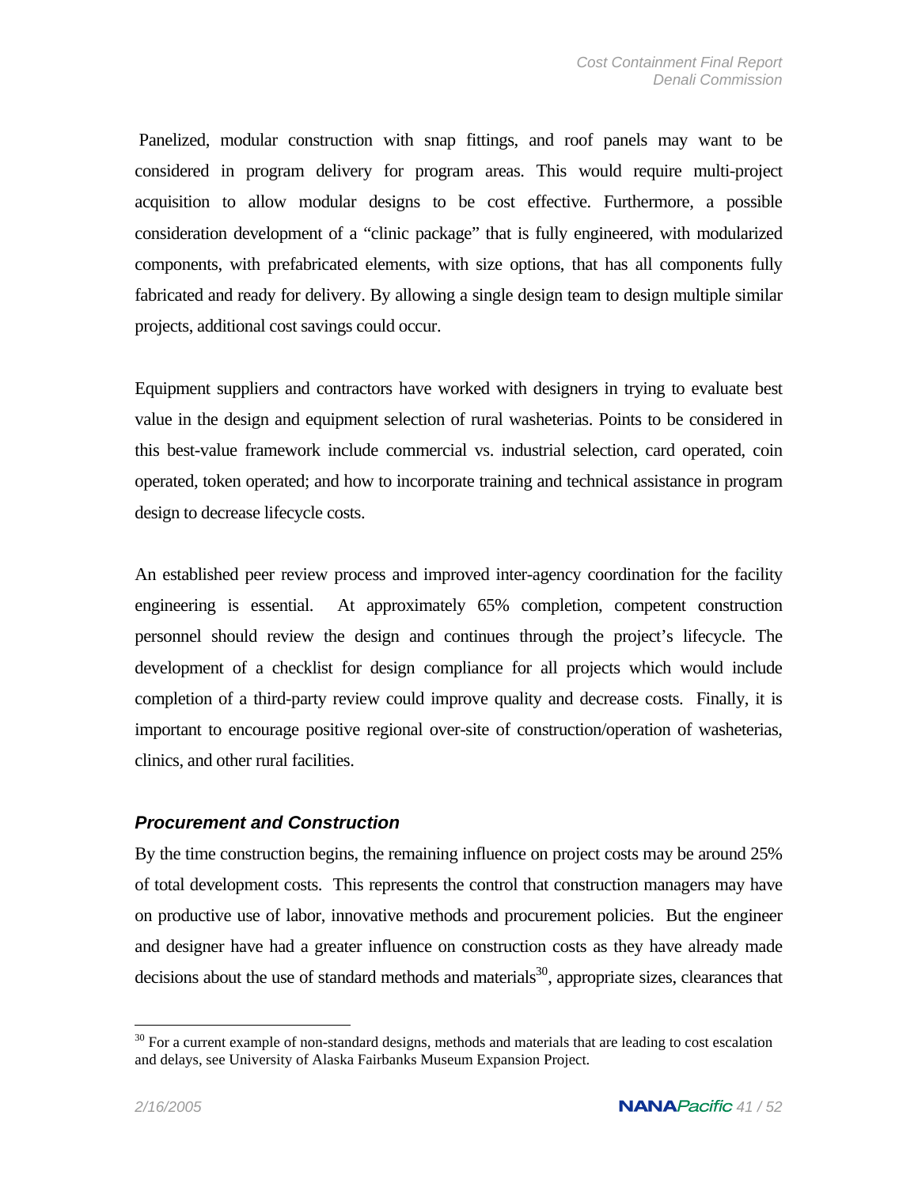Panelized, modular construction with snap fittings, and roof panels may want to be considered in program delivery for program areas. This would require multi-project acquisition to allow modular designs to be cost effective. Furthermore, a possible consideration development of a "clinic package" that is fully engineered, with modularized components, with prefabricated elements, with size options, that has all components fully fabricated and ready for delivery. By allowing a single design team to design multiple similar projects, additional cost savings could occur.

Equipment suppliers and contractors have worked with designers in trying to evaluate best value in the design and equipment selection of rural washeterias. Points to be considered in this best-value framework include commercial vs. industrial selection, card operated, coin operated, token operated; and how to incorporate training and technical assistance in program design to decrease lifecycle costs.

An established peer review process and improved inter-agency coordination for the facility engineering is essential. At approximately 65% completion, competent construction personnel should review the design and continues through the project's lifecycle. The development of a checklist for design compliance for all projects which would include completion of a third-party review could improve quality and decrease costs. Finally, it is important to encourage positive regional over-site of construction/operation of washeterias, clinics, and other rural facilities.

### *Procurement and Construction*

By the time construction begins, the remaining influence on project costs may be around 25% of total development costs. This represents the control that construction managers may have on productive use of labor, innovative methods and procurement policies. But the engineer and designer have had a greater influence on construction costs as they have already made decisions about the use of standard methods and materials[30], appropriate sizes, clearances that

---

[30] For a current example of non-standard designs, methods and materials that are leading to cost escalation and delays, see University of Alaska Fairbanks Museum Expansion Project.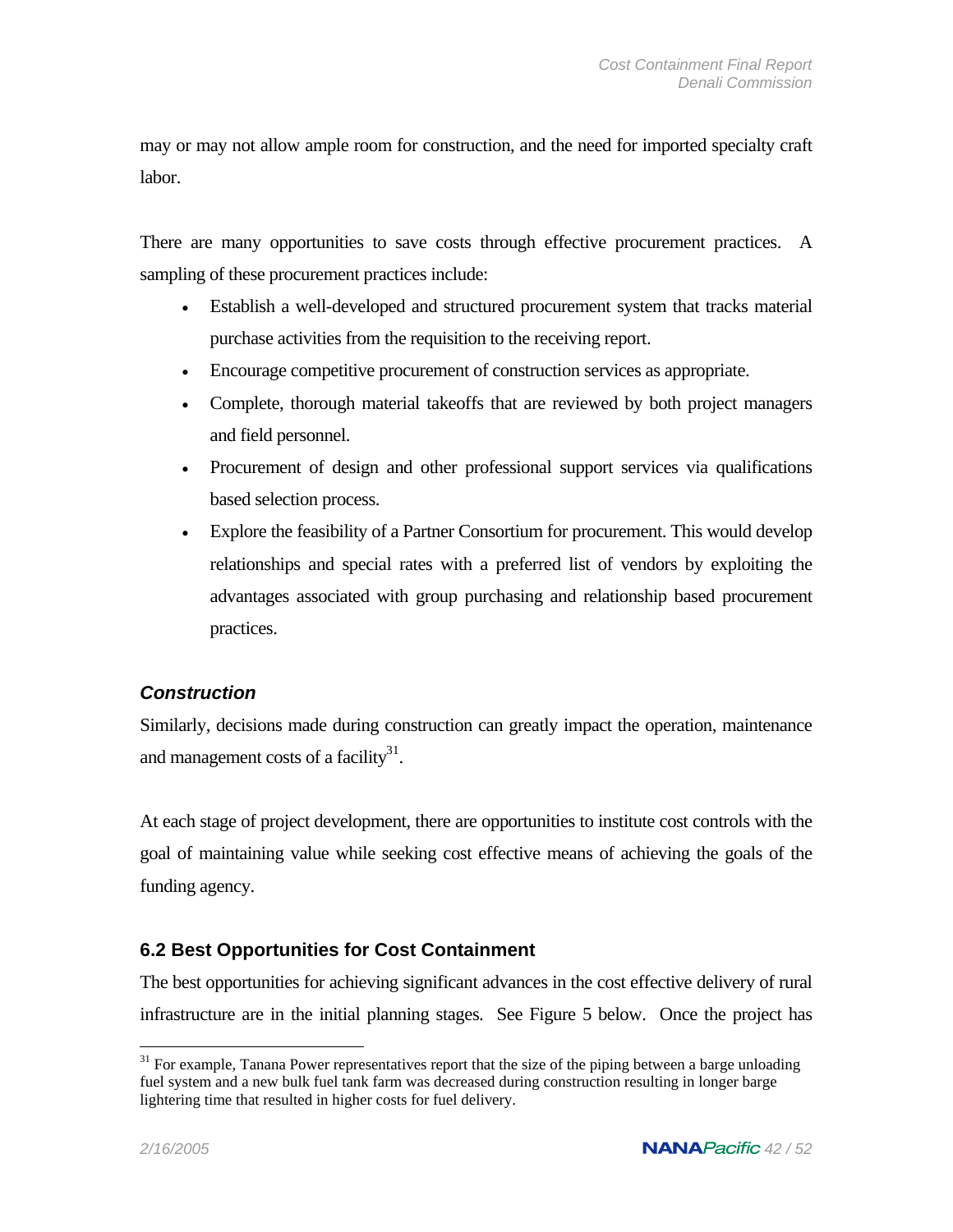may or may not allow ample room for construction, and the need for imported specialty craft labor.

There are many opportunities to save costs through effective procurement practices. A sampling of these procurement practices include:

- Establish a well-developed and structured procurement system that tracks material purchase activities from the requisition to the receiving report.
- Encourage competitive procurement of construction services as appropriate.
- Complete, thorough material takeoffs that are reviewed by both project managers and field personnel.
- Procurement of design and other professional support services via qualifications based selection process.
- Explore the feasibility of a Partner Consortium for procurement. This would develop relationships and special rates with a preferred list of vendors by exploiting the advantages associated with group purchasing and relationship based procurement practices.

### *Construction*

Similarly, decisions made during construction can greatly impact the operation, maintenance and management costs of a facility[31].

At each stage of project development, there are opportunities to institute cost controls with the goal of maintaining value while seeking cost effective means of achieving the goals of the funding agency.

## 6.2 Best Opportunities for Cost Containment

The best opportunities for achieving significant advances in the cost effective delivery of rural infrastructure are in the initial planning stages. See Figure 5 below. Once the project has

---

[31] For example, Tanana Power representatives report that the size of the piping between a barge unloading fuel system and a new bulk fuel tank farm was decreased during construction resulting in longer barge lightering time that resulted in higher costs for fuel delivery.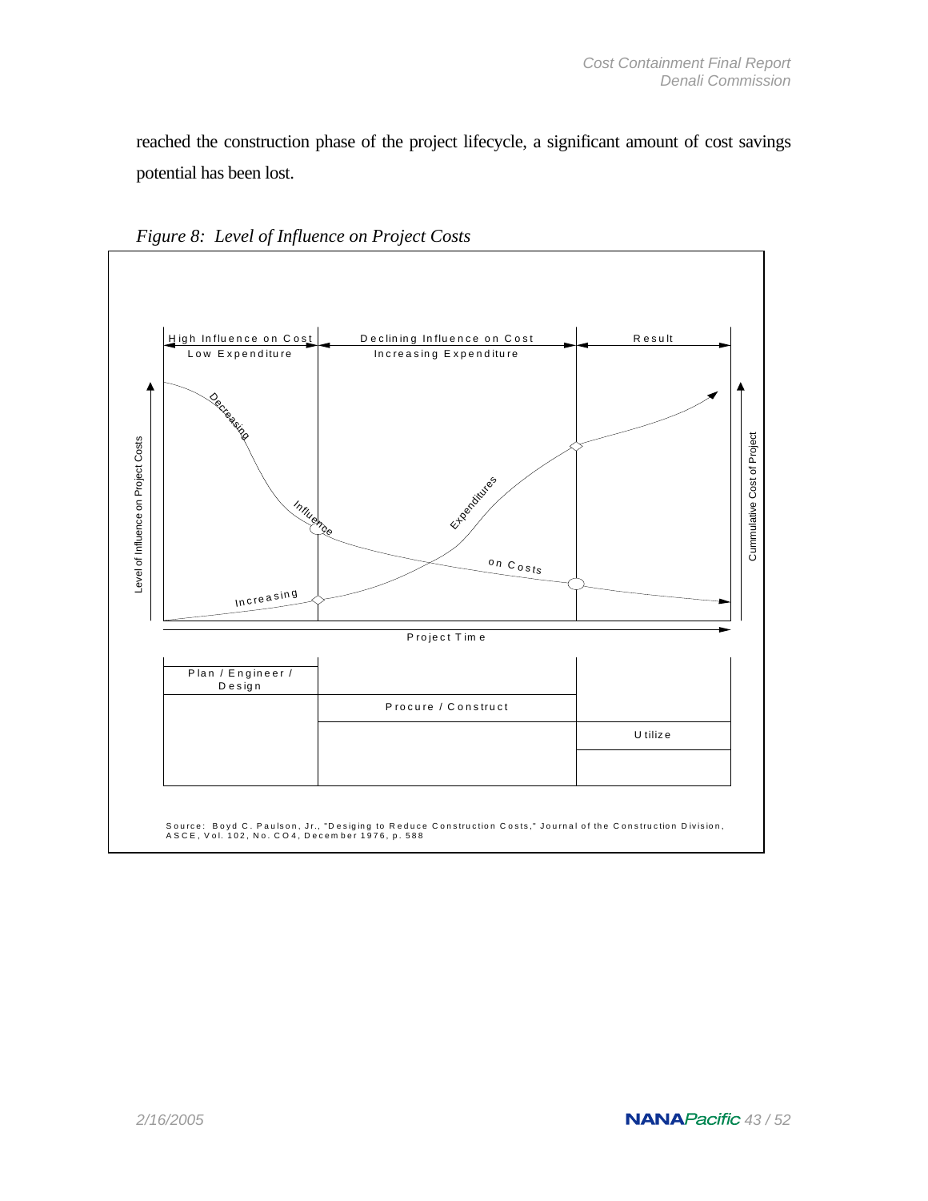reached the construction phase of the project lifecycle, a significant amount of cost savings potential has been lost.

*Figure 8: Level of Influence on Project Costs*

| High Influence on Cost / Low Expenditure | Declining Influence on Cost / Increasing Expenditure | Result |
|---|---|---|

Level of Influence on Project Costs

Decreasing Influence on Costs

Increasing Expenditures

Cummulative Cost of Project

Project Time

| Plan / Engineer / Design | | |
|---|---|---|
| | Procure / Construct | |
| | | Utilize |

Source: Boyd C. Paulson, Jr., "Desiging to Reduce Construction Costs," Journal of the Construction Division, ASCE, Vol. 102, No. CO4, December 1976, p. 588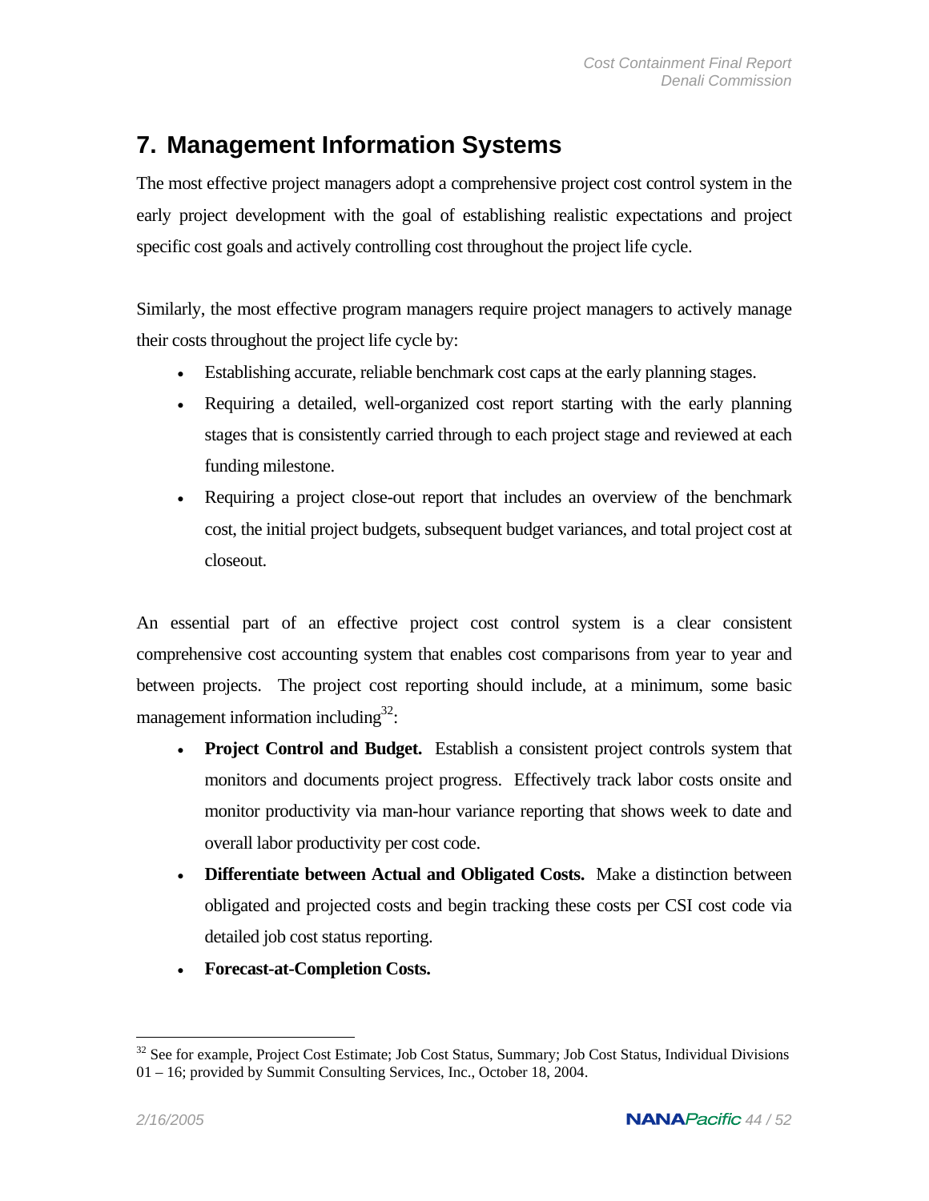# 7. Management Information Systems

The most effective project managers adopt a comprehensive project cost control system in the early project development with the goal of establishing realistic expectations and project specific cost goals and actively controlling cost throughout the project life cycle.

Similarly, the most effective program managers require project managers to actively manage their costs throughout the project life cycle by:

- Establishing accurate, reliable benchmark cost caps at the early planning stages.
- Requiring a detailed, well-organized cost report starting with the early planning stages that is consistently carried through to each project stage and reviewed at each funding milestone.
- Requiring a project close-out report that includes an overview of the benchmark cost, the initial project budgets, subsequent budget variances, and total project cost at closeout.

An essential part of an effective project cost control system is a clear consistent comprehensive cost accounting system that enables cost comparisons from year to year and between projects. The project cost reporting should include, at a minimum, some basic management information including[32]:

- **Project Control and Budget.** Establish a consistent project controls system that monitors and documents project progress. Effectively track labor costs onsite and monitor productivity via man-hour variance reporting that shows week to date and overall labor productivity per cost code.
- **Differentiate between Actual and Obligated Costs.** Make a distinction between obligated and projected costs and begin tracking these costs per CSI cost code via detailed job cost status reporting.
- **Forecast-at-Completion Costs.**

[32] See for example, Project Cost Estimate; Job Cost Status, Summary; Job Cost Status, Individual Divisions 01 – 16; provided by Summit Consulting Services, Inc., October 18, 2004.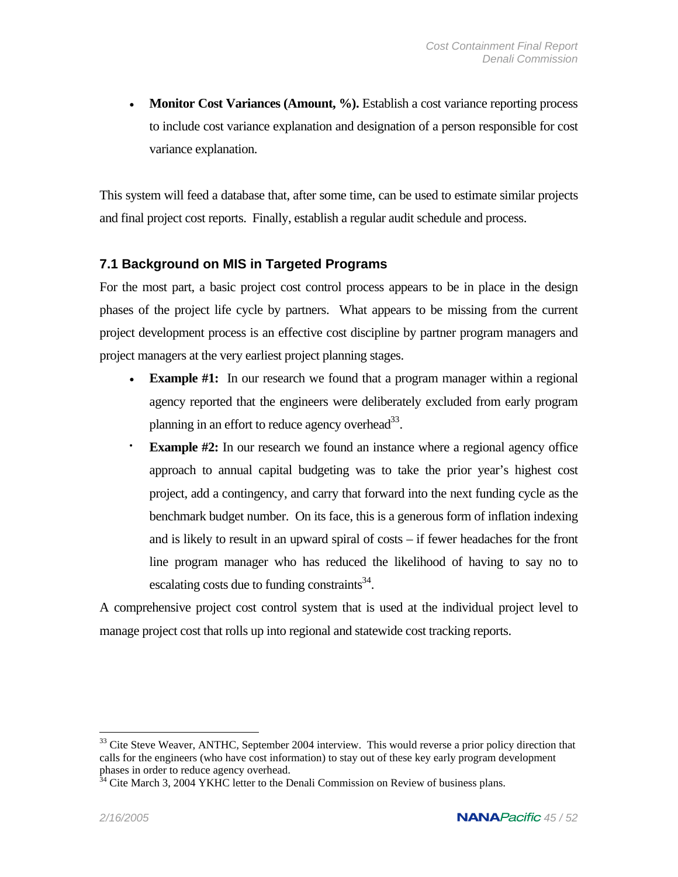- **Monitor Cost Variances (Amount, %).** Establish a cost variance reporting process to include cost variance explanation and designation of a person responsible for cost variance explanation.

This system will feed a database that, after some time, can be used to estimate similar projects and final project cost reports. Finally, establish a regular audit schedule and process.

### 7.1 Background on MIS in Targeted Programs

For the most part, a basic project cost control process appears to be in place in the design phases of the project life cycle by partners. What appears to be missing from the current project development process is an effective cost discipline by partner program managers and project managers at the very earliest project planning stages.

- **Example #1:** In our research we found that a program manager within a regional agency reported that the engineers were deliberately excluded from early program planning in an effort to reduce agency overhead[33].
- **Example #2:** In our research we found an instance where a regional agency office approach to annual capital budgeting was to take the prior year's highest cost project, add a contingency, and carry that forward into the next funding cycle as the benchmark budget number. On its face, this is a generous form of inflation indexing and is likely to result in an upward spiral of costs – if fewer headaches for the front line program manager who has reduced the likelihood of having to say no to escalating costs due to funding constraints[34].

A comprehensive project cost control system that is used at the individual project level to manage project cost that rolls up into regional and statewide cost tracking reports.

---

[33] Cite Steve Weaver, ANTHC, September 2004 interview. This would reverse a prior policy direction that calls for the engineers (who have cost information) to stay out of these key early program development phases in order to reduce agency overhead.

[34] Cite March 3, 2004 YKHC letter to the Denali Commission on Review of business plans.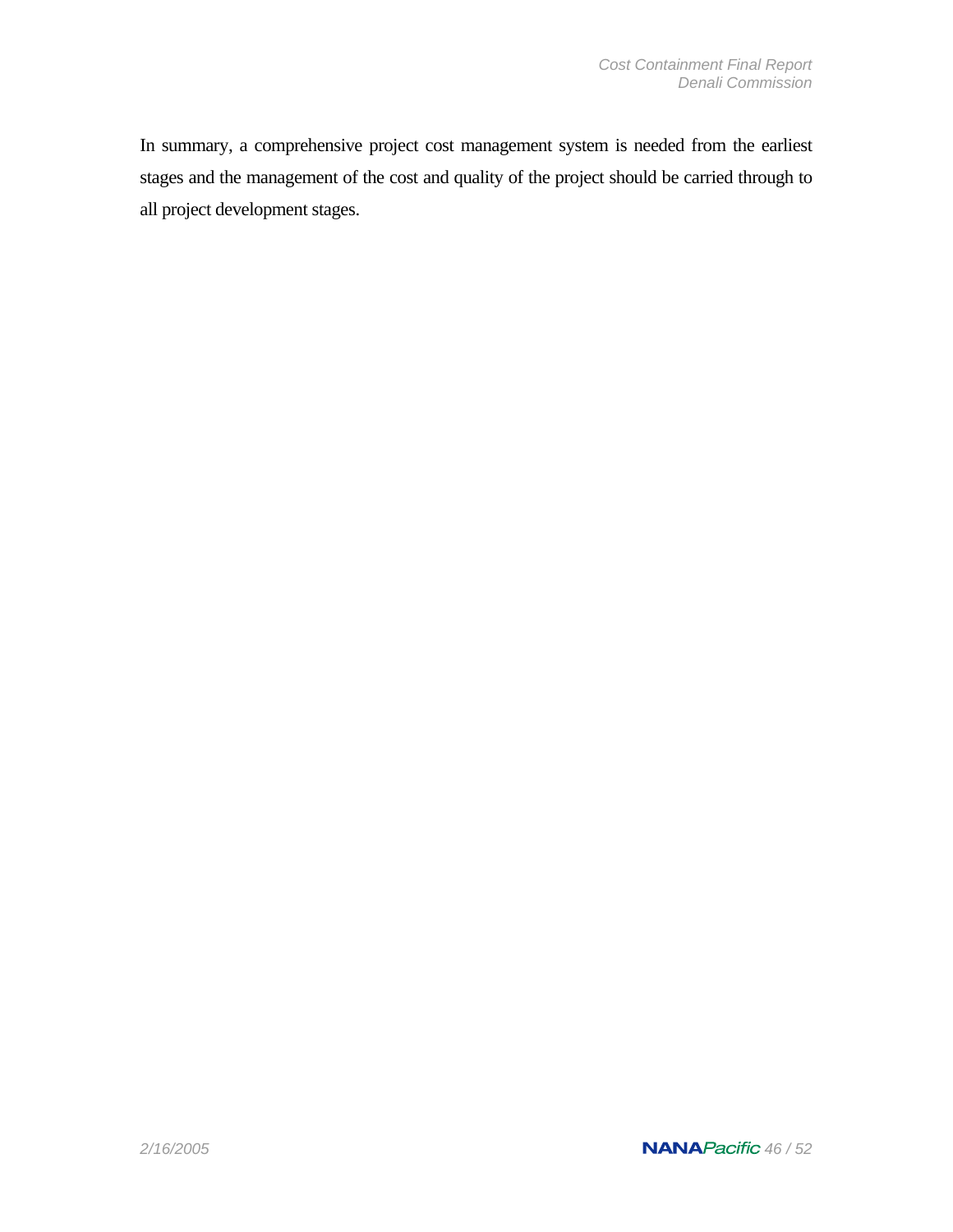In summary, a comprehensive project cost management system is needed from the earliest stages and the management of the cost and quality of the project should be carried through to all project development stages.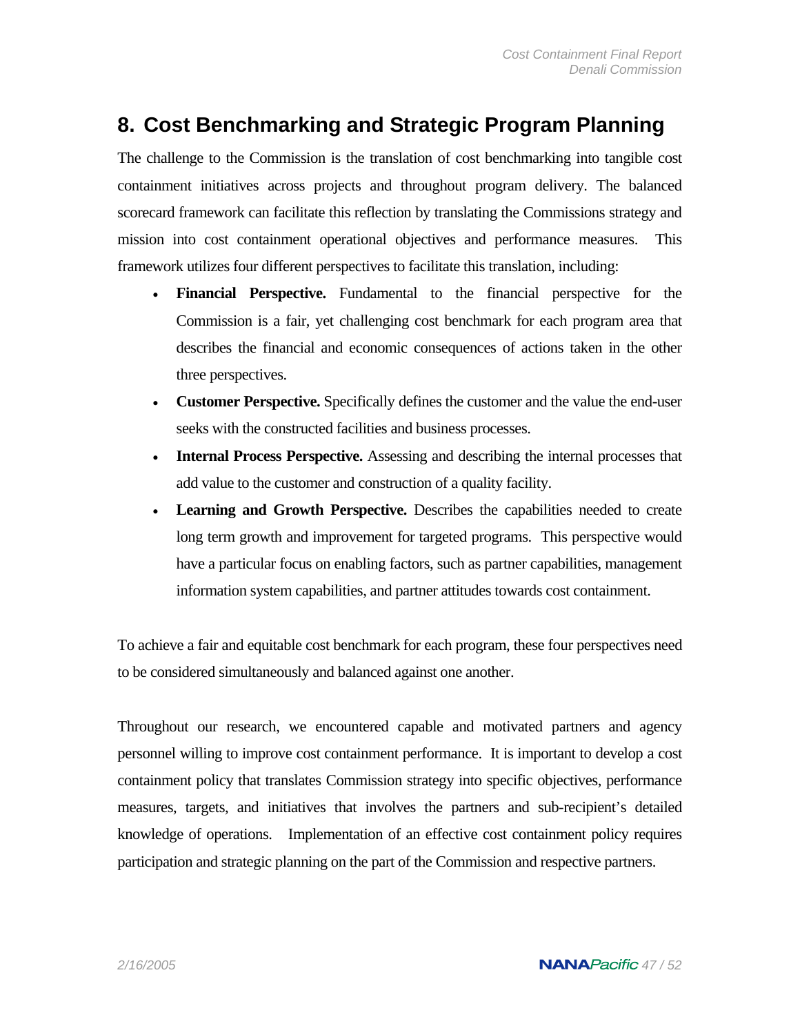## 8. Cost Benchmarking and Strategic Program Planning

The challenge to the Commission is the translation of cost benchmarking into tangible cost containment initiatives across projects and throughout program delivery. The balanced scorecard framework can facilitate this reflection by translating the Commissions strategy and mission into cost containment operational objectives and performance measures. This framework utilizes four different perspectives to facilitate this translation, including:

- **Financial Perspective.** Fundamental to the financial perspective for the Commission is a fair, yet challenging cost benchmark for each program area that describes the financial and economic consequences of actions taken in the other three perspectives.
- **Customer Perspective.** Specifically defines the customer and the value the end-user seeks with the constructed facilities and business processes.
- **Internal Process Perspective.** Assessing and describing the internal processes that add value to the customer and construction of a quality facility.
- **Learning and Growth Perspective.** Describes the capabilities needed to create long term growth and improvement for targeted programs. This perspective would have a particular focus on enabling factors, such as partner capabilities, management information system capabilities, and partner attitudes towards cost containment.

To achieve a fair and equitable cost benchmark for each program, these four perspectives need to be considered simultaneously and balanced against one another.

Throughout our research, we encountered capable and motivated partners and agency personnel willing to improve cost containment performance. It is important to develop a cost containment policy that translates Commission strategy into specific objectives, performance measures, targets, and initiatives that involves the partners and sub-recipient's detailed knowledge of operations. Implementation of an effective cost containment policy requires participation and strategic planning on the part of the Commission and respective partners.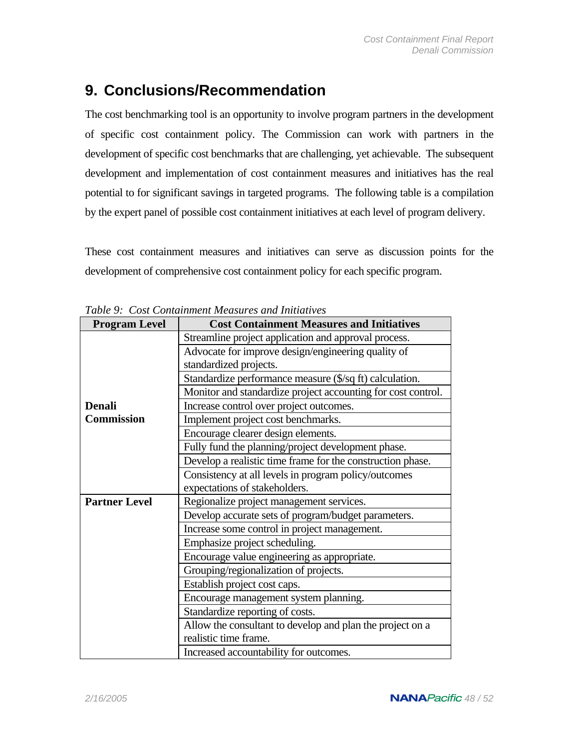# 9. Conclusions/Recommendation

The cost benchmarking tool is an opportunity to involve program partners in the development of specific cost containment policy. The Commission can work with partners in the development of specific cost benchmarks that are challenging, yet achievable. The subsequent development and implementation of cost containment measures and initiatives has the real potential to for significant savings in targeted programs. The following table is a compilation by the expert panel of possible cost containment initiatives at each level of program delivery.

These cost containment measures and initiatives can serve as discussion points for the development of comprehensive cost containment policy for each specific program.

*Table 9: Cost Containment Measures and Initiatives*

| Program Level | Cost Containment Measures and Initiatives |
|---|---|
| **Denali Commission** | Streamline project application and approval process. |
| | Advocate for improve design/engineering quality of standardized projects. |
| | Standardize performance measure ($/sq ft) calculation. |
| | Monitor and standardize project accounting for cost control. |
| | Increase control over project outcomes. |
| | Implement project cost benchmarks. |
| | Encourage clearer design elements. |
| | Fully fund the planning/project development phase. |
| | Develop a realistic time frame for the construction phase. |
| | Consistency at all levels in program policy/outcomes expectations of stakeholders. |
| **Partner Level** | Regionalize project management services. |
| | Develop accurate sets of program/budget parameters. |
| | Increase some control in project management. |
| | Emphasize project scheduling. |
| | Encourage value engineering as appropriate. |
| | Grouping/regionalization of projects. |
| | Establish project cost caps. |
| | Encourage management system planning. |
| | Standardize reporting of costs. |
| | Allow the consultant to develop and plan the project on a realistic time frame. |
| | Increased accountability for outcomes. |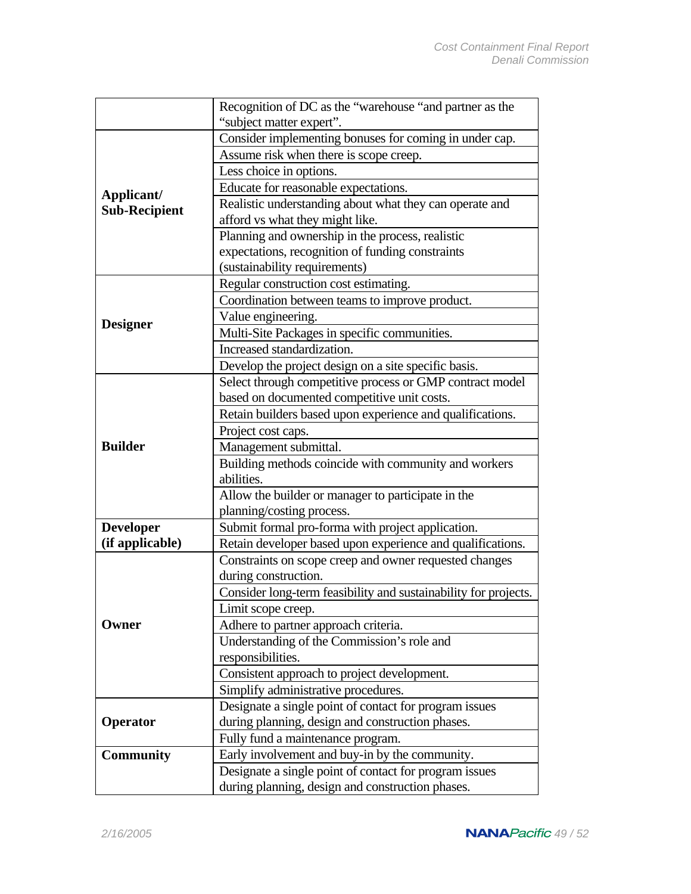| | |
|---|---|
| | Recognition of DC as the “warehouse “and partner as the “subject matter expert”. |
| **Applicant/ Sub-Recipient** | Consider implementing bonuses for coming in under cap. |
| | Assume risk when there is scope creep. |
| | Less choice in options. |
| | Educate for reasonable expectations. |
| | Realistic understanding about what they can operate and afford vs what they might like. |
| | Planning and ownership in the process, realistic expectations, recognition of funding constraints (sustainability requirements) |
| **Designer** | Regular construction cost estimating. |
| | Coordination between teams to improve product. |
| | Value engineering. |
| | Multi-Site Packages in specific communities. |
| | Increased standardization. |
| | Develop the project design on a site specific basis. |
| **Builder** | Select through competitive process or GMP contract model based on documented competitive unit costs. |
| | Retain builders based upon experience and qualifications. |
| | Project cost caps. |
| | Management submittal. |
| | Building methods coincide with community and workers abilities. |
| | Allow the builder or manager to participate in the planning/costing process. |
| **Developer (if applicable)** | Submit formal pro-forma with project application. |
| | Retain developer based upon experience and qualifications. |
| **Owner** | Constraints on scope creep and owner requested changes during construction. |
| | Consider long-term feasibility and sustainability for projects. |
| | Limit scope creep. |
| | Adhere to partner approach criteria. |
| | Understanding of the Commission’s role and responsibilities. |
| | Consistent approach to project development. |
| | Simplify administrative procedures. |
| **Operator** | Designate a single point of contact for program issues during planning, design and construction phases. |
| | Fully fund a maintenance program. |
| **Community** | Early involvement and buy-in by the community. |
| | Designate a single point of contact for program issues during planning, design and construction phases. |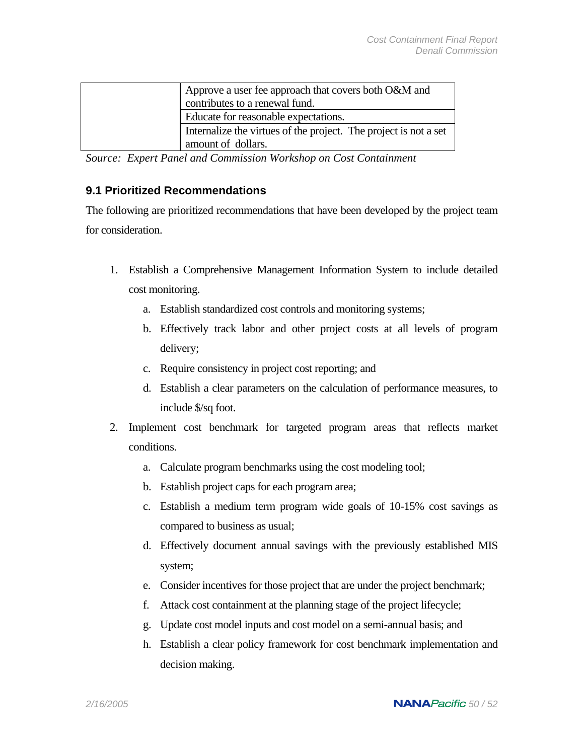| | |
|---|---|
| | Approve a user fee approach that covers both O&M and contributes to a renewal fund. |
| | Educate for reasonable expectations. |
| | Internalize the virtues of the project. The project is not a set amount of dollars. |

*Source: Expert Panel and Commission Workshop on Cost Containment*

### 9.1 Prioritized Recommendations

The following are prioritized recommendations that have been developed by the project team for consideration.

1. Establish a Comprehensive Management Information System to include detailed cost monitoring.
   a. Establish standardized cost controls and monitoring systems;
   b. Effectively track labor and other project costs at all levels of program delivery;
   c. Require consistency in project cost reporting; and
   d. Establish a clear parameters on the calculation of performance measures, to include $/sq foot.
2. Implement cost benchmark for targeted program areas that reflects market conditions.
   a. Calculate program benchmarks using the cost modeling tool;
   b. Establish project caps for each program area;
   c. Establish a medium term program wide goals of 10-15% cost savings as compared to business as usual;
   d. Effectively document annual savings with the previously established MIS system;
   e. Consider incentives for those project that are under the project benchmark;
   f. Attack cost containment at the planning stage of the project lifecycle;
   g. Update cost model inputs and cost model on a semi-annual basis; and
   h. Establish a clear policy framework for cost benchmark implementation and decision making.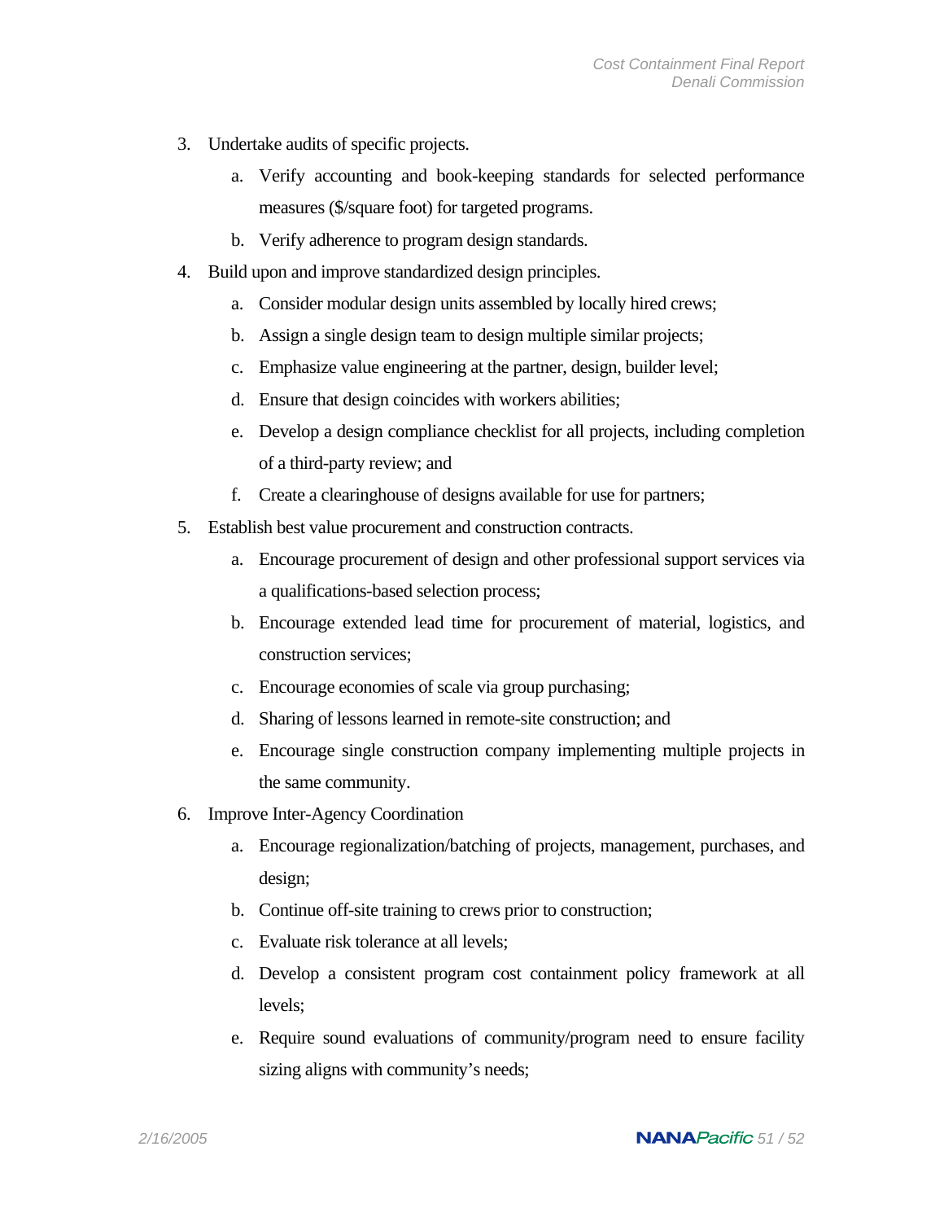3. Undertake audits of specific projects.
    a. Verify accounting and book-keeping standards for selected performance measures ($/square foot) for targeted programs.
    b. Verify adherence to program design standards.
4. Build upon and improve standardized design principles.
    a. Consider modular design units assembled by locally hired crews;
    b. Assign a single design team to design multiple similar projects;
    c. Emphasize value engineering at the partner, design, builder level;
    d. Ensure that design coincides with workers abilities;
    e. Develop a design compliance checklist for all projects, including completion of a third-party review; and
    f. Create a clearinghouse of designs available for use for partners;
5. Establish best value procurement and construction contracts.
    a. Encourage procurement of design and other professional support services via a qualifications-based selection process;
    b. Encourage extended lead time for procurement of material, logistics, and construction services;
    c. Encourage economies of scale via group purchasing;
    d. Sharing of lessons learned in remote-site construction; and
    e. Encourage single construction company implementing multiple projects in the same community.
6. Improve Inter-Agency Coordination
    a. Encourage regionalization/batching of projects, management, purchases, and design;
    b. Continue off-site training to crews prior to construction;
    c. Evaluate risk tolerance at all levels;
    d. Develop a consistent program cost containment policy framework at all levels;
    e. Require sound evaluations of community/program need to ensure facility sizing aligns with community's needs;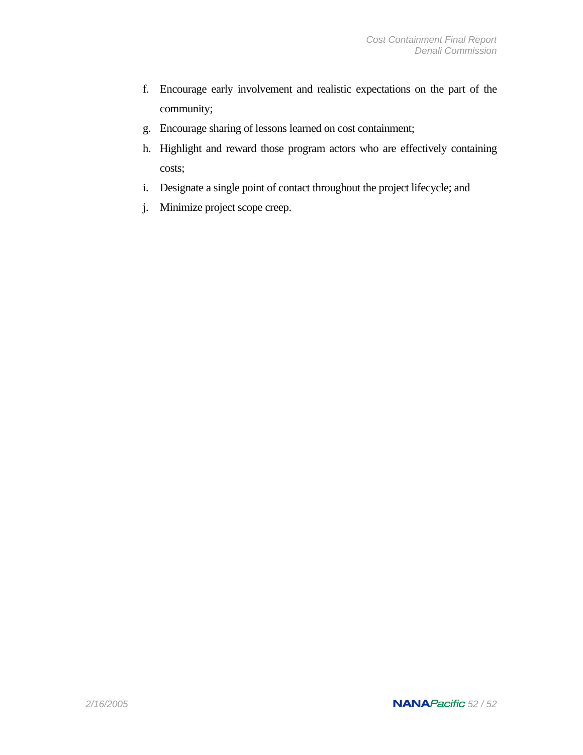f. Encourage early involvement and realistic expectations on the part of the community;
g. Encourage sharing of lessons learned on cost containment;
h. Highlight and reward those program actors who are effectively containing costs;
i. Designate a single point of contact throughout the project lifecycle; and
j. Minimize project scope creep.